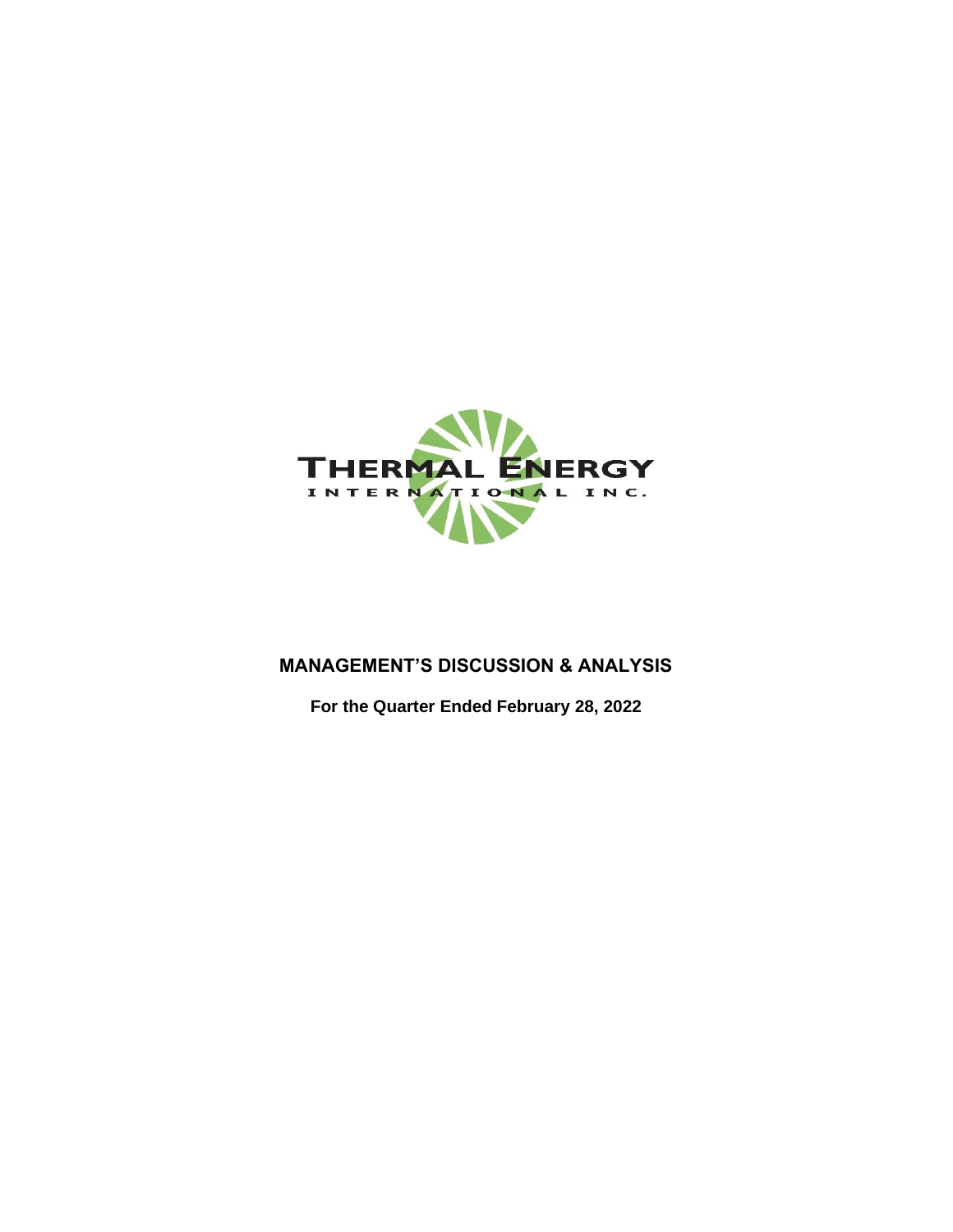THERMAL ENERGY
INTERNATIONAL INC.

# MANAGEMENT'S DISCUSSION & ANALYSIS

**For the Quarter Ended February 28, 2022**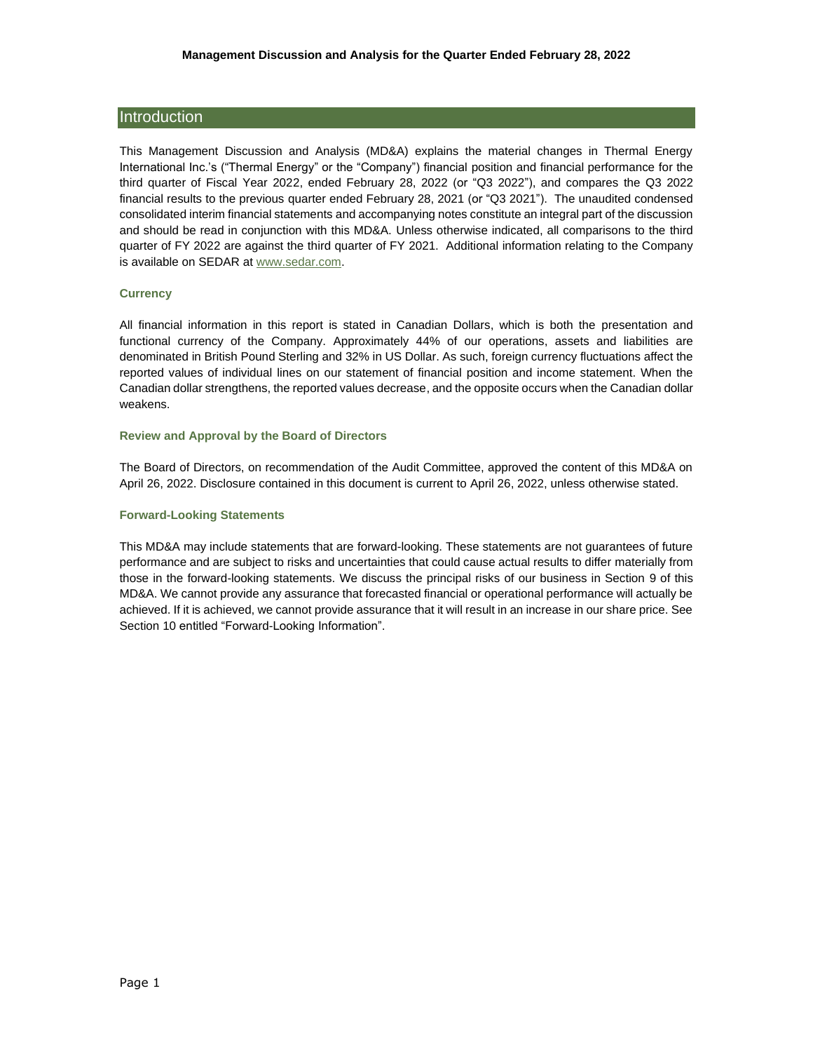**Management Discussion and Analysis for the Quarter Ended February 28, 2022**

## Introduction

This Management Discussion and Analysis (MD&A) explains the material changes in Thermal Energy International Inc.'s ("Thermal Energy" or the "Company") financial position and financial performance for the third quarter of Fiscal Year 2022, ended February 28, 2022 (or "Q3 2022"), and compares the Q3 2022 financial results to the previous quarter ended February 28, 2021 (or "Q3 2021"). The unaudited condensed consolidated interim financial statements and accompanying notes constitute an integral part of the discussion and should be read in conjunction with this MD&A. Unless otherwise indicated, all comparisons to the third quarter of FY 2022 are against the third quarter of FY 2021. Additional information relating to the Company is available on SEDAR at www.sedar.com.

### Currency

All financial information in this report is stated in Canadian Dollars, which is both the presentation and functional currency of the Company. Approximately 44% of our operations, assets and liabilities are denominated in British Pound Sterling and 32% in US Dollar. As such, foreign currency fluctuations affect the reported values of individual lines on our statement of financial position and income statement. When the Canadian dollar strengthens, the reported values decrease, and the opposite occurs when the Canadian dollar weakens.

### Review and Approval by the Board of Directors

The Board of Directors, on recommendation of the Audit Committee, approved the content of this MD&A on April 26, 2022. Disclosure contained in this document is current to April 26, 2022, unless otherwise stated.

### Forward-Looking Statements

This MD&A may include statements that are forward-looking. These statements are not guarantees of future performance and are subject to risks and uncertainties that could cause actual results to differ materially from those in the forward-looking statements. We discuss the principal risks of our business in Section 9 of this MD&A. We cannot provide any assurance that forecasted financial or operational performance will actually be achieved. If it is achieved, we cannot provide assurance that it will result in an increase in our share price. See Section 10 entitled "Forward-Looking Information".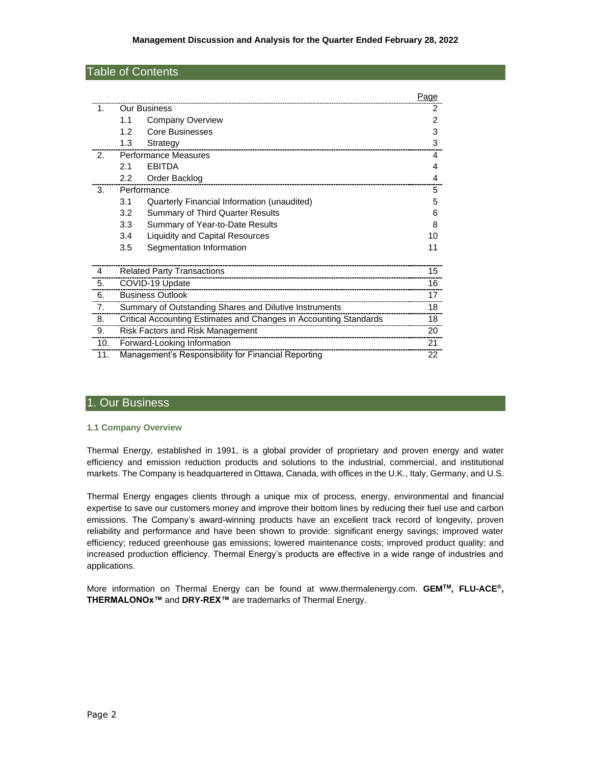## Table of Contents

| | | | Page |
|---|---|---|---|
| 1. | Our Business | | 2 |
| | 1.1 | Company Overview | 2 |
| | 1.2 | Core Businesses | 3 |
| | 1.3 | Strategy | 3 |
| 2. | Performance Measures | | 4 |
| | 2.1 | EBITDA | 4 |
| | 2.2 | Order Backlog | 4 |
| 3. | Performance | | 5 |
| | 3.1 | Quarterly Financial Information (unaudited) | 5 |
| | 3.2 | Summary of Third Quarter Results | 6 |
| | 3.3 | Summary of Year-to-Date Results | 8 |
| | 3.4 | Liquidity and Capital Resources | 10 |
| | 3.5 | Segmentation Information | 11 |
| 4 | Related Party Transactions | | 15 |
| 5. | COVID-19 Update | | 16 |
| 6. | Business Outlook | | 17 |
| 7. | Summary of Outstanding Shares and Dilutive Instruments | | 18 |
| 8. | Critical Accounting Estimates and Changes in Accounting Standards | | 18 |
| 9. | Risk Factors and Risk Management | | 20 |
| 10. | Forward-Looking Information | | 21 |
| 11. | Management's Responsibility for Financial Reporting | | 22 |

## 1. Our Business

### 1.1 Company Overview

Thermal Energy, established in 1991, is a global provider of proprietary and proven energy and water efficiency and emission reduction products and solutions to the industrial, commercial, and institutional markets. The Company is headquartered in Ottawa, Canada, with offices in the U.K., Italy, Germany, and U.S.

Thermal Energy engages clients through a unique mix of process, energy, environmental and financial expertise to save our customers money and improve their bottom lines by reducing their fuel use and carbon emissions. The Company's award-winning products have an excellent track record of longevity, proven reliability and performance and have been shown to provide: significant energy savings; improved water efficiency; reduced greenhouse gas emissions; lowered maintenance costs; improved product quality; and increased production efficiency. Thermal Energy's products are effective in a wide range of industries and applications.

More information on Thermal Energy can be found at www.thermalenergy.com. **GEM™, FLU-ACE®, THERMALONOx™** and **DRY-REX™** are trademarks of Thermal Energy.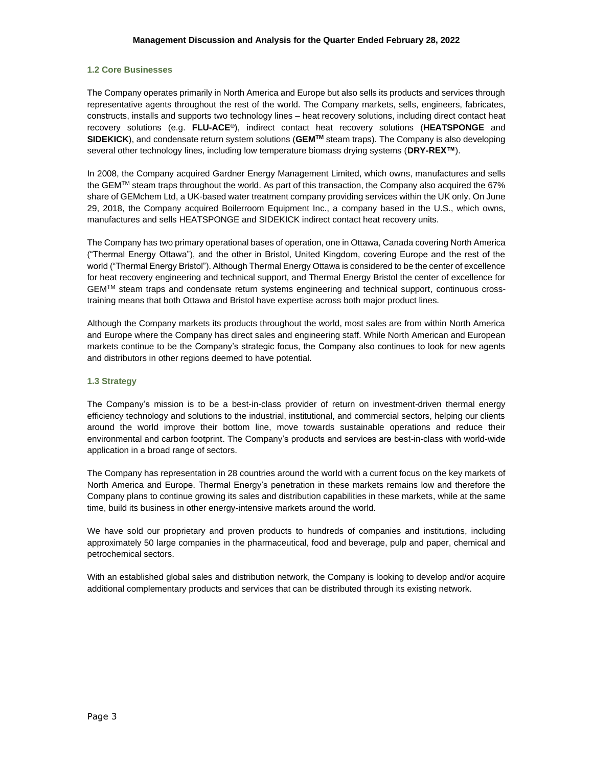### 1.2 Core Businesses

The Company operates primarily in North America and Europe but also sells its products and services through representative agents throughout the rest of the world. The Company markets, sells, engineers, fabricates, constructs, installs and supports two technology lines – heat recovery solutions, including direct contact heat recovery solutions (e.g. **FLU-ACE®**), indirect contact heat recovery solutions (**HEATSPONGE** and **SIDEKICK**), and condensate return system solutions (**GEM™** steam traps). The Company is also developing several other technology lines, including low temperature biomass drying systems (**DRY-REX™**).

In 2008, the Company acquired Gardner Energy Management Limited, which owns, manufactures and sells the GEM™ steam traps throughout the world. As part of this transaction, the Company also acquired the 67% share of GEMchem Ltd, a UK-based water treatment company providing services within the UK only. On June 29, 2018, the Company acquired Boilerroom Equipment Inc., a company based in the U.S., which owns, manufactures and sells HEATSPONGE and SIDEKICK indirect contact heat recovery units.

The Company has two primary operational bases of operation, one in Ottawa, Canada covering North America ("Thermal Energy Ottawa"), and the other in Bristol, United Kingdom, covering Europe and the rest of the world ("Thermal Energy Bristol"). Although Thermal Energy Ottawa is considered to be the center of excellence for heat recovery engineering and technical support, and Thermal Energy Bristol the center of excellence for GEM™ steam traps and condensate return systems engineering and technical support, continuous cross-training means that both Ottawa and Bristol have expertise across both major product lines.

Although the Company markets its products throughout the world, most sales are from within North America and Europe where the Company has direct sales and engineering staff. While North American and European markets continue to be the Company's strategic focus, the Company also continues to look for new agents and distributors in other regions deemed to have potential.

### 1.3 Strategy

The Company's mission is to be a best-in-class provider of return on investment-driven thermal energy efficiency technology and solutions to the industrial, institutional, and commercial sectors, helping our clients around the world improve their bottom line, move towards sustainable operations and reduce their environmental and carbon footprint. The Company's products and services are best-in-class with world-wide application in a broad range of sectors.

The Company has representation in 28 countries around the world with a current focus on the key markets of North America and Europe. Thermal Energy's penetration in these markets remains low and therefore the Company plans to continue growing its sales and distribution capabilities in these markets, while at the same time, build its business in other energy-intensive markets around the world.

We have sold our proprietary and proven products to hundreds of companies and institutions, including approximately 50 large companies in the pharmaceutical, food and beverage, pulp and paper, chemical and petrochemical sectors.

With an established global sales and distribution network, the Company is looking to develop and/or acquire additional complementary products and services that can be distributed through its existing network.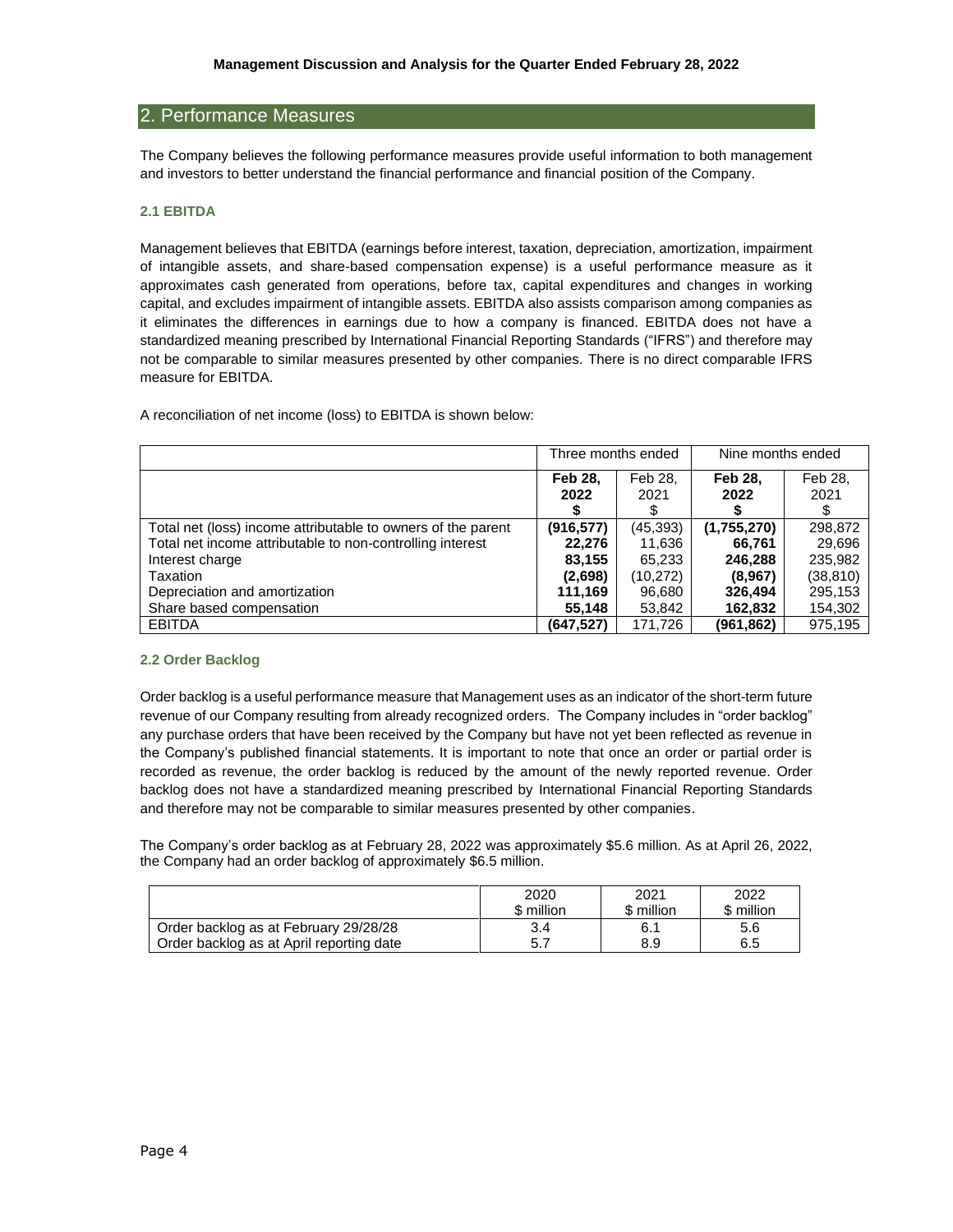## 2. Performance Measures

The Company believes the following performance measures provide useful information to both management and investors to better understand the financial performance and financial position of the Company.

### 2.1 EBITDA

Management believes that EBITDA (earnings before interest, taxation, depreciation, amortization, impairment of intangible assets, and share-based compensation expense) is a useful performance measure as it approximates cash generated from operations, before tax, capital expenditures and changes in working capital, and excludes impairment of intangible assets. EBITDA also assists comparison among companies as it eliminates the differences in earnings due to how a company is financed. EBITDA does not have a standardized meaning prescribed by International Financial Reporting Standards ("IFRS") and therefore may not be comparable to similar measures presented by other companies. There is no direct comparable IFRS measure for EBITDA.

A reconciliation of net income (loss) to EBITDA is shown below:

| | Three months ended | | Nine months ended | |
|---|---|---|---|---|
| | **Feb 28, 2022 $** | Feb 28, 2021 $ | **Feb 28, 2022 $** | Feb 28, 2021 $ |
| Total net (loss) income attributable to owners of the parent | **(916,577)** | (45,393) | **(1,755,270)** | 298,872 |
| Total net income attributable to non-controlling interest | **22,276** | 11,636 | **66,761** | 29,696 |
| Interest charge | **83,155** | 65,233 | **246,288** | 235,982 |
| Taxation | **(2,698)** | (10,272) | **(8,967)** | (38,810) |
| Depreciation and amortization | **111,169** | 96,680 | **326,494** | 295,153 |
| Share based compensation | **55,148** | 53,842 | **162,832** | 154,302 |
| EBITDA | **(647,527)** | 171,726 | **(961,862)** | 975,195 |

### 2.2 Order Backlog

Order backlog is a useful performance measure that Management uses as an indicator of the short-term future revenue of our Company resulting from already recognized orders. The Company includes in "order backlog" any purchase orders that have been received by the Company but have not yet been reflected as revenue in the Company's published financial statements. It is important to note that once an order or partial order is recorded as revenue, the order backlog is reduced by the amount of the newly reported revenue. Order backlog does not have a standardized meaning prescribed by International Financial Reporting Standards and therefore may not be comparable to similar measures presented by other companies.

The Company's order backlog as at February 28, 2022 was approximately $5.6 million. As at April 26, 2022, the Company had an order backlog of approximately $6.5 million.

| | 2020 $ million | 2021 $ million | 2022 $ million |
|---|---|---|---|
| Order backlog as at February 29/28/28 | 3.4 | 6.1 | 5.6 |
| Order backlog as at April reporting date | 5.7 | 8.9 | 6.5 |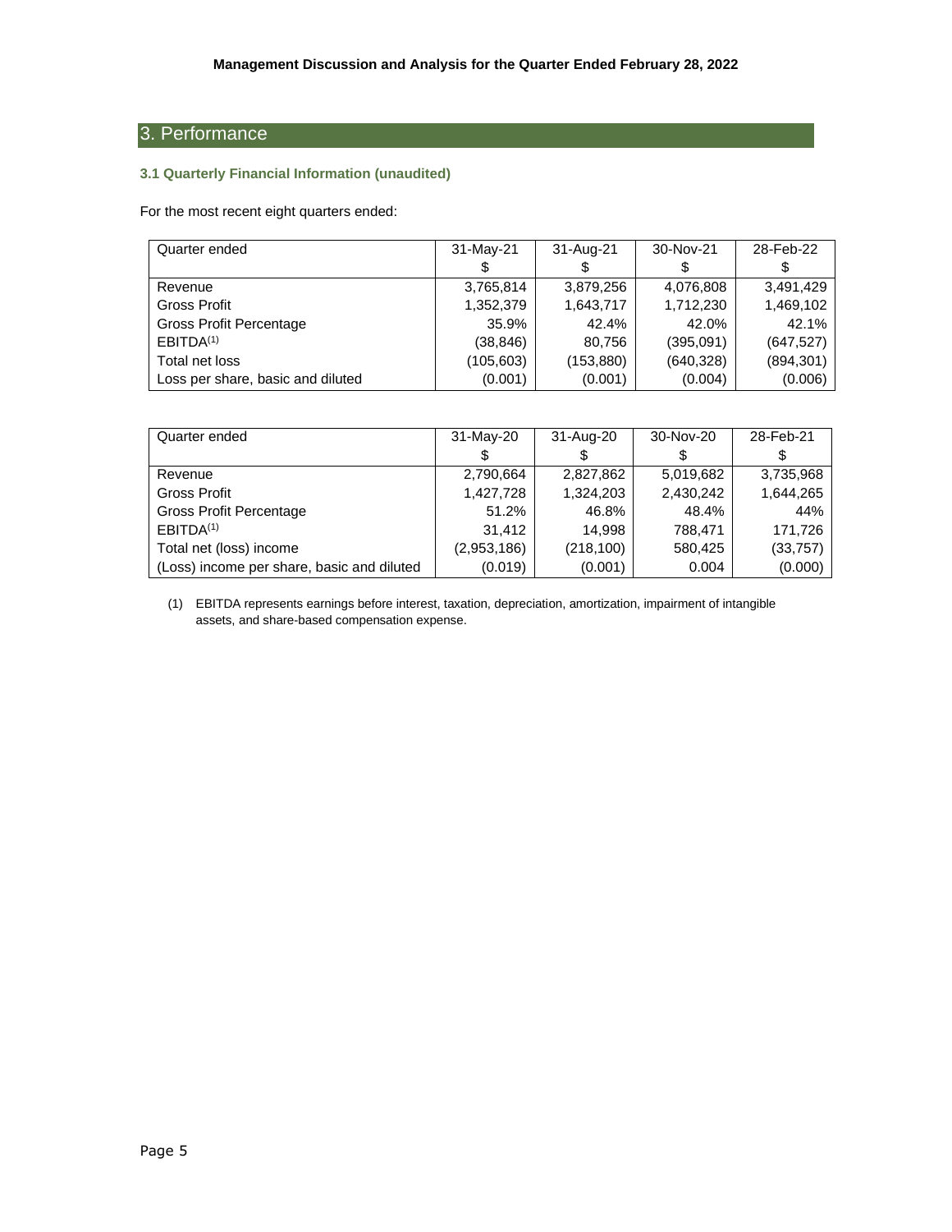## 3. Performance

### 3.1 Quarterly Financial Information (unaudited)

For the most recent eight quarters ended:

| Quarter ended | 31-May-21<br>$ | 31-Aug-21<br>$ | 30-Nov-21<br>$ | 28-Feb-22<br>$ |
|---|---|---|---|---|
| Revenue | 3,765,814 | 3,879,256 | 4,076,808 | 3,491,429 |
| Gross Profit | 1,352,379 | 1,643,717 | 1,712,230 | 1,469,102 |
| Gross Profit Percentage | 35.9% | 42.4% | 42.0% | 42.1% |
| EBITDA[(1)] | (38,846) | 80,756 | (395,091) | (647,527) |
| Total net loss | (105,603) | (153,880) | (640,328) | (894,301) |
| Loss per share, basic and diluted | (0.001) | (0.001) | (0.004) | (0.006) |

| Quarter ended | 31-May-20<br>$ | 31-Aug-20<br>$ | 30-Nov-20<br>$ | 28-Feb-21<br>$ |
|---|---|---|---|---|
| Revenue | 2,790,664 | 2,827,862 | 5,019,682 | 3,735,968 |
| Gross Profit | 1,427,728 | 1,324,203 | 2,430,242 | 1,644,265 |
| Gross Profit Percentage | 51.2% | 46.8% | 48.4% | 44% |
| EBITDA[(1)] | 31,412 | 14,998 | 788,471 | 171,726 |
| Total net (loss) income | (2,953,186) | (218,100) | 580,425 | (33,757) |
| (Loss) income per share, basic and diluted | (0.019) | (0.001) | 0.004 | (0.000) |

(1) EBITDA represents earnings before interest, taxation, depreciation, amortization, impairment of intangible assets, and share-based compensation expense.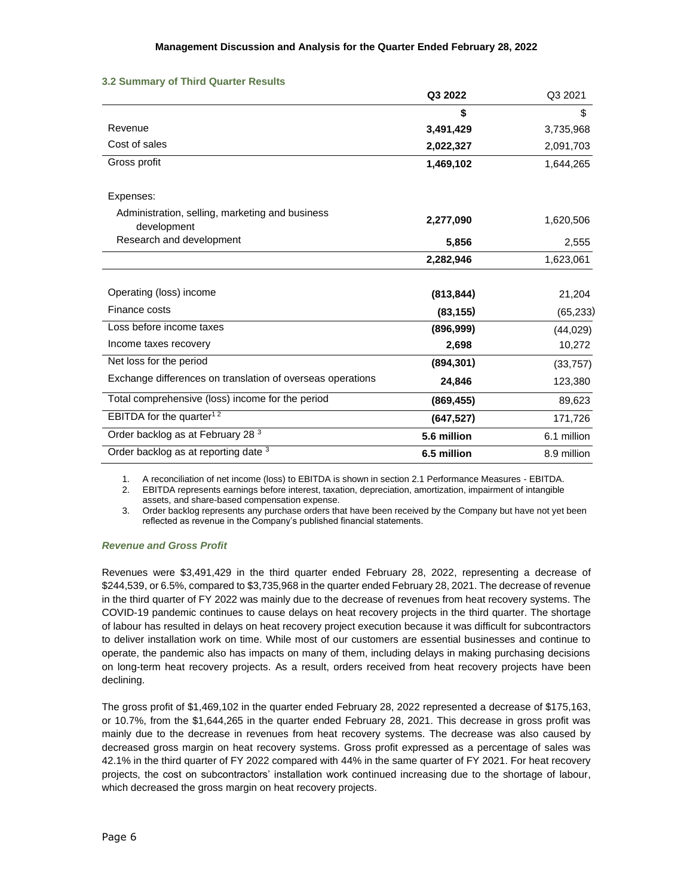### 3.2 Summary of Third Quarter Results

| | **Q3 2022** | Q3 2021 |
|---|---|---|
| | **$** | $ |
| Revenue | **3,491,429** | 3,735,968 |
| Cost of sales | **2,022,327** | 2,091,703 |
| Gross profit | **1,469,102** | 1,644,265 |
| Expenses: | | |
| Administration, selling, marketing and business development | **2,277,090** | 1,620,506 |
| Research and development | **5,856** | 2,555 |
| | **2,282,946** | 1,623,061 |
| Operating (loss) income | **(813,844)** | 21,204 |
| Finance costs | **(83,155)** | (65,233) |
| Loss before income taxes | **(896,999)** | (44,029) |
| Income taxes recovery | **2,698** | 10,272 |
| Net loss for the period | **(894,301)** | (33,757) |
| Exchange differences on translation of overseas operations | **24,846** | 123,380 |
| Total comprehensive (loss) income for the period | **(869,455)** | 89,623 |
| EBITDA for the quarter[1 2] | **(647,527)** | 171,726 |
| Order backlog as at February 28 [3] | **5.6 million** | 6.1 million |
| Order backlog as at reporting date [3] | **6.5 million** | 8.9 million |

1. A reconciliation of net income (loss) to EBITDA is shown in section 2.1 Performance Measures - EBITDA.
2. EBITDA represents earnings before interest, taxation, depreciation, amortization, impairment of intangible assets, and share-based compensation expense.
3. Order backlog represents any purchase orders that have been received by the Company but have not yet been reflected as revenue in the Company's published financial statements.

#### *Revenue and Gross Profit*

Revenues were $3,491,429 in the third quarter ended February 28, 2022, representing a decrease of $244,539, or 6.5%, compared to $3,735,968 in the quarter ended February 28, 2021. The decrease of revenue in the third quarter of FY 2022 was mainly due to the decrease of revenues from heat recovery systems. The COVID-19 pandemic continues to cause delays on heat recovery projects in the third quarter. The shortage of labour has resulted in delays on heat recovery project execution because it was difficult for subcontractors to deliver installation work on time. While most of our customers are essential businesses and continue to operate, the pandemic also has impacts on many of them, including delays in making purchasing decisions on long-term heat recovery projects. As a result, orders received from heat recovery projects have been declining.

The gross profit of $1,469,102 in the quarter ended February 28, 2022 represented a decrease of $175,163, or 10.7%, from the $1,644,265 in the quarter ended February 28, 2021. This decrease in gross profit was mainly due to the decrease in revenues from heat recovery systems. The decrease was also caused by decreased gross margin on heat recovery systems. Gross profit expressed as a percentage of sales was 42.1% in the third quarter of FY 2022 compared with 44% in the same quarter of FY 2021. For heat recovery projects, the cost on subcontractors' installation work continued increasing due to the shortage of labour, which decreased the gross margin on heat recovery projects.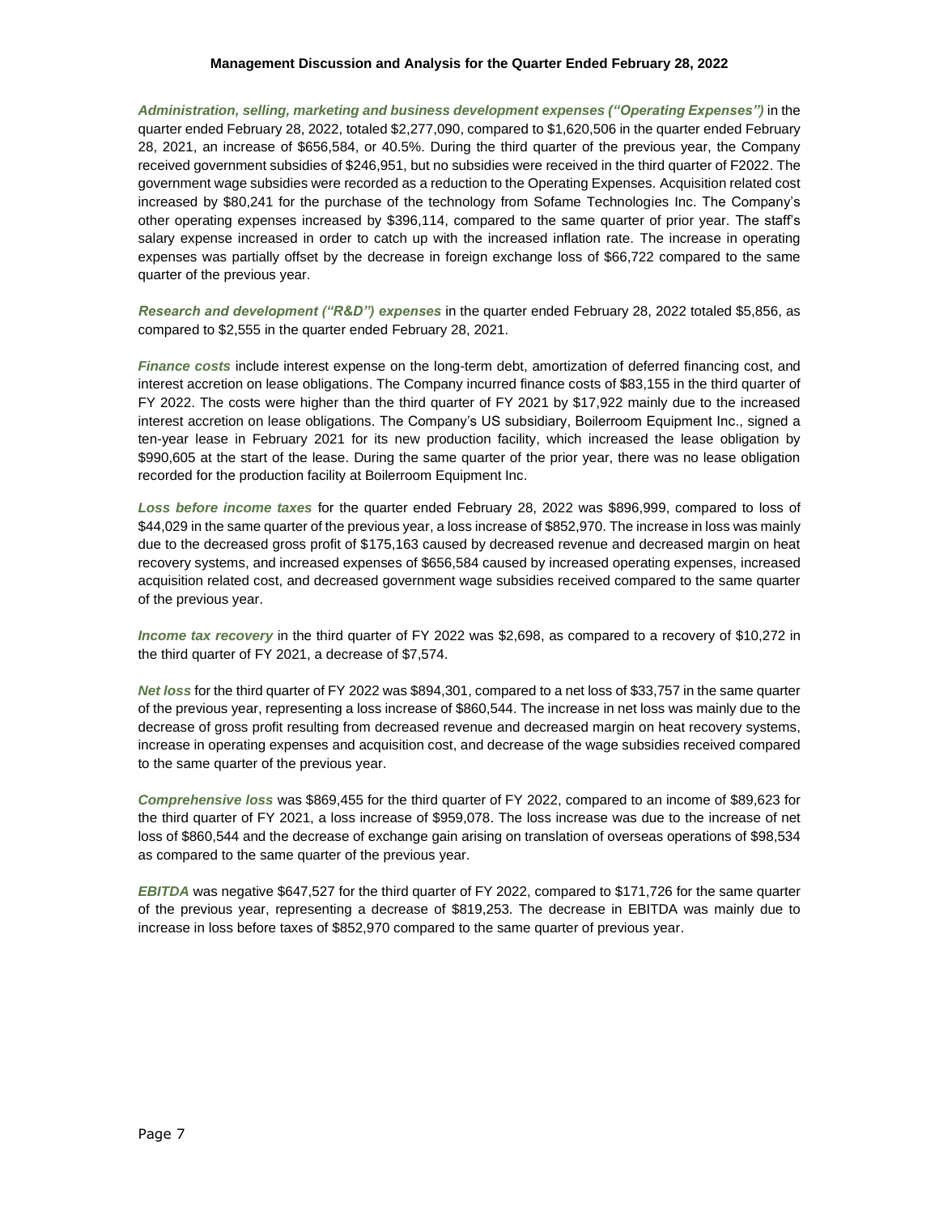***Administration, selling, marketing and business development expenses ("Operating Expenses")*** in the quarter ended February 28, 2022, totaled $2,277,090, compared to $1,620,506 in the quarter ended February 28, 2021, an increase of $656,584, or 40.5%. During the third quarter of the previous year, the Company received government subsidies of $246,951, but no subsidies were received in the third quarter of F2022. The government wage subsidies were recorded as a reduction to the Operating Expenses. Acquisition related cost increased by $80,241 for the purchase of the technology from Sofame Technologies Inc. The Company's other operating expenses increased by $396,114, compared to the same quarter of prior year. The staff's salary expense increased in order to catch up with the increased inflation rate. The increase in operating expenses was partially offset by the decrease in foreign exchange loss of $66,722 compared to the same quarter of the previous year.

***Research and development ("R&D") expenses*** in the quarter ended February 28, 2022 totaled $5,856, as compared to $2,555 in the quarter ended February 28, 2021.

***Finance costs*** include interest expense on the long-term debt, amortization of deferred financing cost, and interest accretion on lease obligations. The Company incurred finance costs of $83,155 in the third quarter of FY 2022. The costs were higher than the third quarter of FY 2021 by $17,922 mainly due to the increased interest accretion on lease obligations. The Company's US subsidiary, Boilerroom Equipment Inc., signed a ten-year lease in February 2021 for its new production facility, which increased the lease obligation by $990,605 at the start of the lease. During the same quarter of the prior year, there was no lease obligation recorded for the production facility at Boilerroom Equipment Inc.

***Loss before income taxes*** for the quarter ended February 28, 2022 was $896,999, compared to loss of $44,029 in the same quarter of the previous year, a loss increase of $852,970. The increase in loss was mainly due to the decreased gross profit of $175,163 caused by decreased revenue and decreased margin on heat recovery systems, and increased expenses of $656,584 caused by increased operating expenses, increased acquisition related cost, and decreased government wage subsidies received compared to the same quarter of the previous year.

***Income tax recovery*** in the third quarter of FY 2022 was $2,698, as compared to a recovery of $10,272 in the third quarter of FY 2021, a decrease of $7,574.

***Net loss*** for the third quarter of FY 2022 was $894,301, compared to a net loss of $33,757 in the same quarter of the previous year, representing a loss increase of $860,544. The increase in net loss was mainly due to the decrease of gross profit resulting from decreased revenue and decreased margin on heat recovery systems, increase in operating expenses and acquisition cost, and decrease of the wage subsidies received compared to the same quarter of the previous year.

***Comprehensive loss*** was $869,455 for the third quarter of FY 2022, compared to an income of $89,623 for the third quarter of FY 2021, a loss increase of $959,078. The loss increase was due to the increase of net loss of $860,544 and the decrease of exchange gain arising on translation of overseas operations of $98,534 as compared to the same quarter of the previous year.

***EBITDA*** was negative $647,527 for the third quarter of FY 2022, compared to $171,726 for the same quarter of the previous year, representing a decrease of $819,253. The decrease in EBITDA was mainly due to increase in loss before taxes of $852,970 compared to the same quarter of previous year.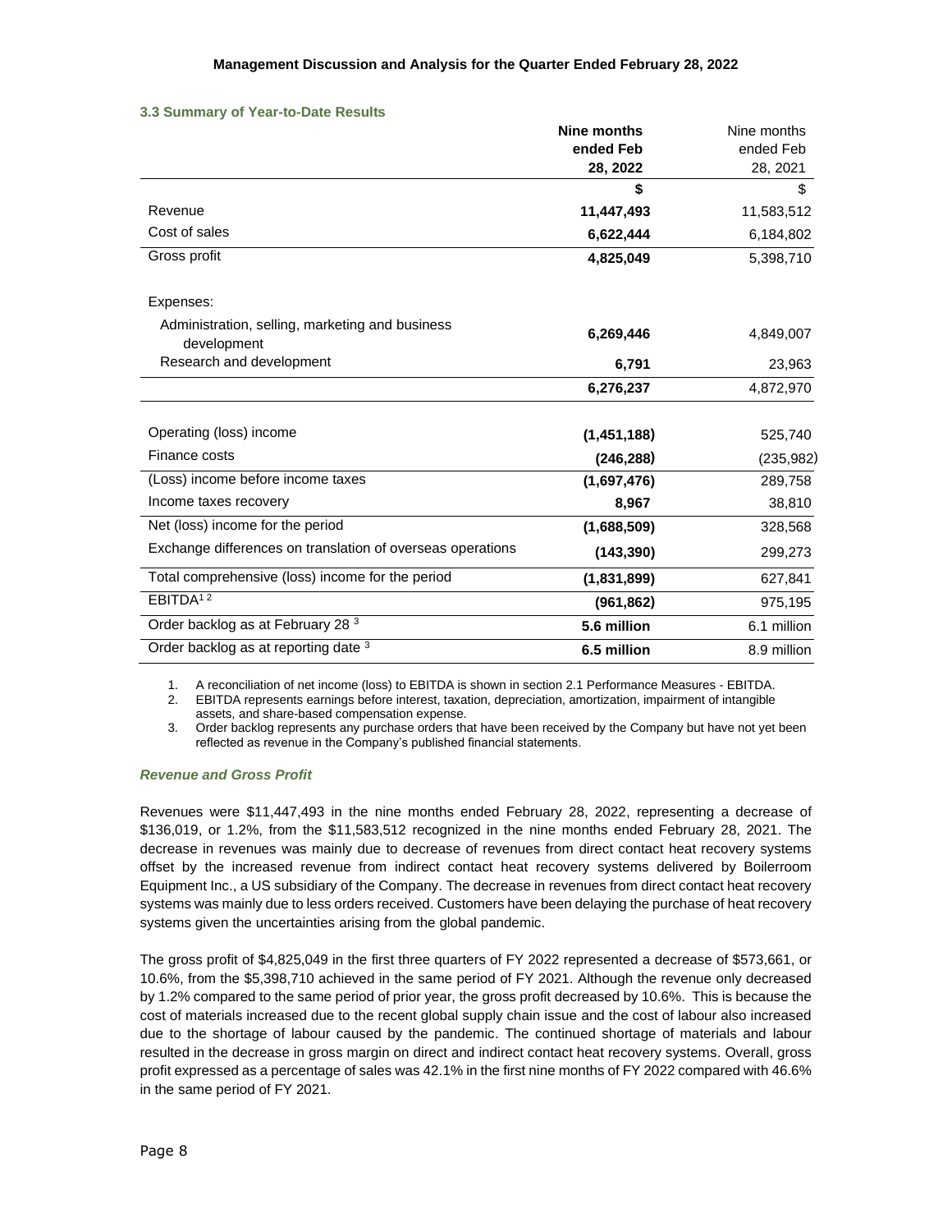### 3.3 Summary of Year-to-Date Results

| | Nine months ended Feb 28, 2022 | Nine months ended Feb 28, 2021 |
|---|---|---|
| | $ | $ |
| Revenue | 11,447,493 | 11,583,512 |
| Cost of sales | 6,622,444 | 6,184,802 |
| Gross profit | 4,825,049 | 5,398,710 |
| Expenses: | | |
| Administration, selling, marketing and business development | 6,269,446 | 4,849,007 |
| Research and development | 6,791 | 23,963 |
| | 6,276,237 | 4,872,970 |
| Operating (loss) income | (1,451,188) | 525,740 |
| Finance costs | (246,288) | (235,982) |
| (Loss) income before income taxes | (1,697,476) | 289,758 |
| Income taxes recovery | 8,967 | 38,810 |
| Net (loss) income for the period | (1,688,509) | 328,568 |
| Exchange differences on translation of overseas operations | (143,390) | 299,273 |
| Total comprehensive (loss) income for the period | (1,831,899) | 627,841 |
| EBITDA[1 2] | (961,862) | 975,195 |
| Order backlog as at February 28 [3] | 5.6 million | 6.1 million |
| Order backlog as at reporting date [3] | 6.5 million | 8.9 million |

1. A reconciliation of net income (loss) to EBITDA is shown in section 2.1 Performance Measures - EBITDA.
2. EBITDA represents earnings before interest, taxation, depreciation, amortization, impairment of intangible assets, and share-based compensation expense.
3. Order backlog represents any purchase orders that have been received by the Company but have not yet been reflected as revenue in the Company's published financial statements.

#### *Revenue and Gross Profit*

Revenues were $11,447,493 in the nine months ended February 28, 2022, representing a decrease of $136,019, or 1.2%, from the $11,583,512 recognized in the nine months ended February 28, 2021. The decrease in revenues was mainly due to decrease of revenues from direct contact heat recovery systems offset by the increased revenue from indirect contact heat recovery systems delivered by Boilerroom Equipment Inc., a US subsidiary of the Company. The decrease in revenues from direct contact heat recovery systems was mainly due to less orders received. Customers have been delaying the purchase of heat recovery systems given the uncertainties arising from the global pandemic.

The gross profit of $4,825,049 in the first three quarters of FY 2022 represented a decrease of $573,661, or 10.6%, from the $5,398,710 achieved in the same period of FY 2021. Although the revenue only decreased by 1.2% compared to the same period of prior year, the gross profit decreased by 10.6%. This is because the cost of materials increased due to the recent global supply chain issue and the cost of labour also increased due to the shortage of labour caused by the pandemic. The continued shortage of materials and labour resulted in the decrease in gross margin on direct and indirect contact heat recovery systems. Overall, gross profit expressed as a percentage of sales was 42.1% in the first nine months of FY 2022 compared with 46.6% in the same period of FY 2021.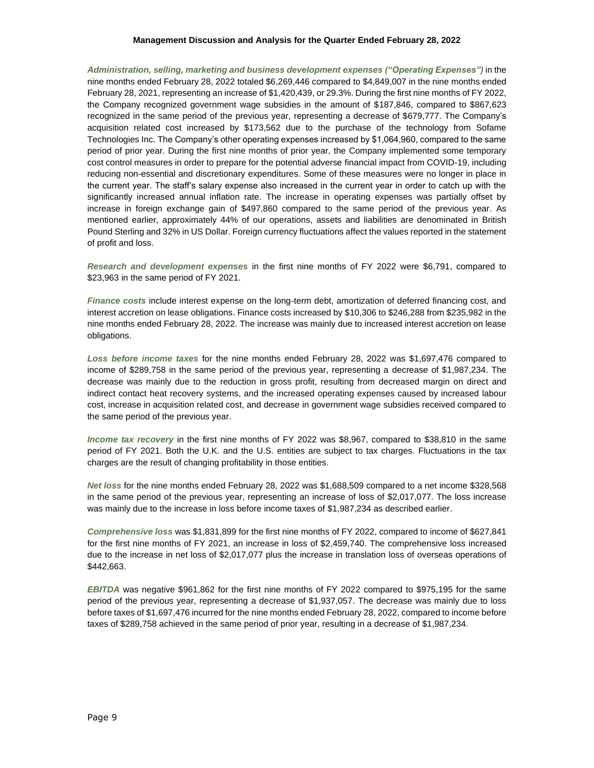***Administration, selling, marketing and business development expenses ("Operating Expenses")*** in the nine months ended February 28, 2022 totaled $6,269,446 compared to $4,849,007 in the nine months ended February 28, 2021, representing an increase of $1,420,439, or 29.3%. During the first nine months of FY 2022, the Company recognized government wage subsidies in the amount of $187,846, compared to $867,623 recognized in the same period of the previous year, representing a decrease of $679,777. The Company's acquisition related cost increased by $173,562 due to the purchase of the technology from Sofame Technologies Inc. The Company's other operating expenses increased by $1,064,960, compared to the same period of prior year. During the first nine months of prior year, the Company implemented some temporary cost control measures in order to prepare for the potential adverse financial impact from COVID-19, including reducing non-essential and discretionary expenditures. Some of these measures were no longer in place in the current year. The staff's salary expense also increased in the current year in order to catch up with the significantly increased annual inflation rate. The increase in operating expenses was partially offset by increase in foreign exchange gain of $497,860 compared to the same period of the previous year. As mentioned earlier, approximately 44% of our operations, assets and liabilities are denominated in British Pound Sterling and 32% in US Dollar. Foreign currency fluctuations affect the values reported in the statement of profit and loss.

***Research and development expenses*** in the first nine months of FY 2022 were $6,791, compared to $23,963 in the same period of FY 2021.

***Finance costs*** include interest expense on the long-term debt, amortization of deferred financing cost, and interest accretion on lease obligations. Finance costs increased by $10,306 to $246,288 from $235,982 in the nine months ended February 28, 2022. The increase was mainly due to increased interest accretion on lease obligations.

***Loss before income taxes*** for the nine months ended February 28, 2022 was $1,697,476 compared to income of $289,758 in the same period of the previous year, representing a decrease of $1,987,234. The decrease was mainly due to the reduction in gross profit, resulting from decreased margin on direct and indirect contact heat recovery systems, and the increased operating expenses caused by increased labour cost, increase in acquisition related cost, and decrease in government wage subsidies received compared to the same period of the previous year.

***Income tax recovery*** in the first nine months of FY 2022 was $8,967, compared to $38,810 in the same period of FY 2021. Both the U.K. and the U.S. entities are subject to tax charges. Fluctuations in the tax charges are the result of changing profitability in those entities.

***Net loss*** for the nine months ended February 28, 2022 was $1,688,509 compared to a net income $328,568 in the same period of the previous year, representing an increase of loss of $2,017,077. The loss increase was mainly due to the increase in loss before income taxes of $1,987,234 as described earlier.

***Comprehensive loss*** was $1,831,899 for the first nine months of FY 2022, compared to income of $627,841 for the first nine months of FY 2021, an increase in loss of $2,459,740. The comprehensive loss increased due to the increase in net loss of $2,017,077 plus the increase in translation loss of overseas operations of $442,663.

***EBITDA*** was negative $961,862 for the first nine months of FY 2022 compared to $975,195 for the same period of the previous year, representing a decrease of $1,937,057. The decrease was mainly due to loss before taxes of $1,697,476 incurred for the nine months ended February 28, 2022, compared to income before taxes of $289,758 achieved in the same period of prior year, resulting in a decrease of $1,987,234.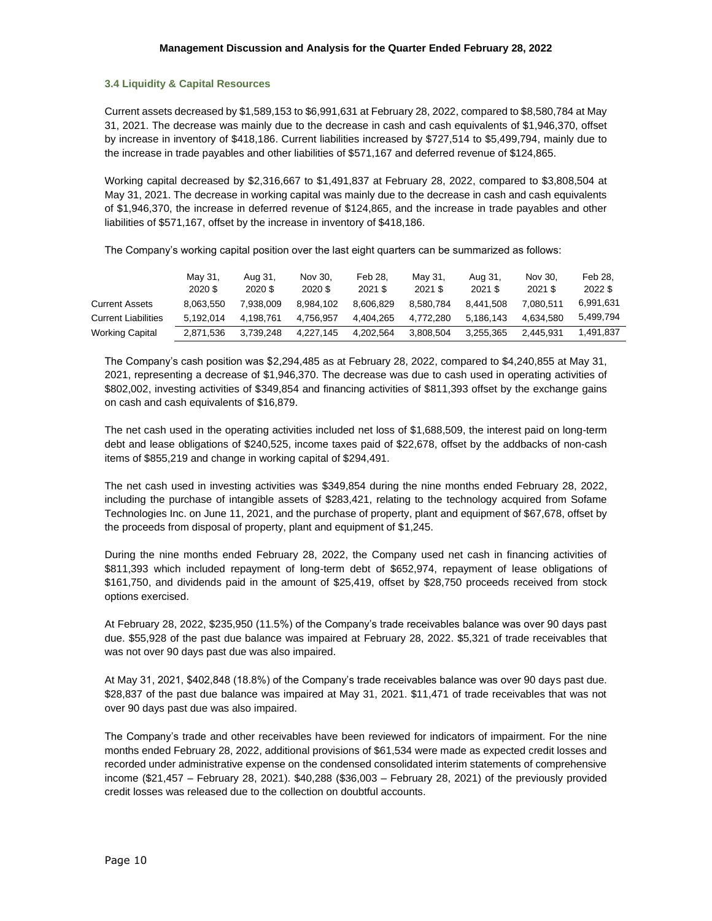### 3.4 Liquidity & Capital Resources

Current assets decreased by $1,589,153 to $6,991,631 at February 28, 2022, compared to $8,580,784 at May 31, 2021. The decrease was mainly due to the decrease in cash and cash equivalents of $1,946,370, offset by increase in inventory of $418,186. Current liabilities increased by $727,514 to $5,499,794, mainly due to the increase in trade payables and other liabilities of $571,167 and deferred revenue of $124,865.

Working capital decreased by $2,316,667 to $1,491,837 at February 28, 2022, compared to $3,808,504 at May 31, 2021. The decrease in working capital was mainly due to the decrease in cash and cash equivalents of $1,946,370, the increase in deferred revenue of $124,865, and the increase in trade payables and other liabilities of $571,167, offset by the increase in inventory of $418,186.

The Company's working capital position over the last eight quarters can be summarized as follows:

| | May 31, 2020 $ | Aug 31, 2020 $ | Nov 30, 2020 $ | Feb 28, 2021 $ | May 31, 2021 $ | Aug 31, 2021 $ | Nov 30, 2021 $ | Feb 28, 2022 $ |
|---|---|---|---|---|---|---|---|---|
| Current Assets | 8,063,550 | 7,938,009 | 8,984,102 | 8,606,829 | 8,580,784 | 8,441,508 | 7,080,511 | 6,991,631 |
| Current Liabilities | 5,192,014 | 4,198,761 | 4,756,957 | 4,404,265 | 4,772,280 | 5,186,143 | 4,634,580 | 5,499,794 |
| Working Capital | 2,871,536 | 3,739,248 | 4,227,145 | 4,202,564 | 3,808,504 | 3,255,365 | 2,445,931 | 1,491,837 |

The Company's cash position was $2,294,485 as at February 28, 2022, compared to $4,240,855 at May 31, 2021, representing a decrease of $1,946,370. The decrease was due to cash used in operating activities of $802,002, investing activities of $349,854 and financing activities of $811,393 offset by the exchange gains on cash and cash equivalents of $16,879.

The net cash used in the operating activities included net loss of $1,688,509, the interest paid on long-term debt and lease obligations of $240,525, income taxes paid of $22,678, offset by the addbacks of non-cash items of $855,219 and change in working capital of $294,491.

The net cash used in investing activities was $349,854 during the nine months ended February 28, 2022, including the purchase of intangible assets of $283,421, relating to the technology acquired from Sofame Technologies Inc. on June 11, 2021, and the purchase of property, plant and equipment of $67,678, offset by the proceeds from disposal of property, plant and equipment of $1,245.

During the nine months ended February 28, 2022, the Company used net cash in financing activities of $811,393 which included repayment of long-term debt of $652,974, repayment of lease obligations of $161,750, and dividends paid in the amount of $25,419, offset by $28,750 proceeds received from stock options exercised.

At February 28, 2022, $235,950 (11.5%) of the Company's trade receivables balance was over 90 days past due. $55,928 of the past due balance was impaired at February 28, 2022. $5,321 of trade receivables that was not over 90 days past due was also impaired.

At May 31, 2021, $402,848 (18.8%) of the Company's trade receivables balance was over 90 days past due. $28,837 of the past due balance was impaired at May 31, 2021. $11,471 of trade receivables that was not over 90 days past due was also impaired.

The Company's trade and other receivables have been reviewed for indicators of impairment. For the nine months ended February 28, 2022, additional provisions of $61,534 were made as expected credit losses and recorded under administrative expense on the condensed consolidated interim statements of comprehensive income ($21,457 – February 28, 2021). $40,288 ($36,003 – February 28, 2021) of the previously provided credit losses was released due to the collection on doubtful accounts.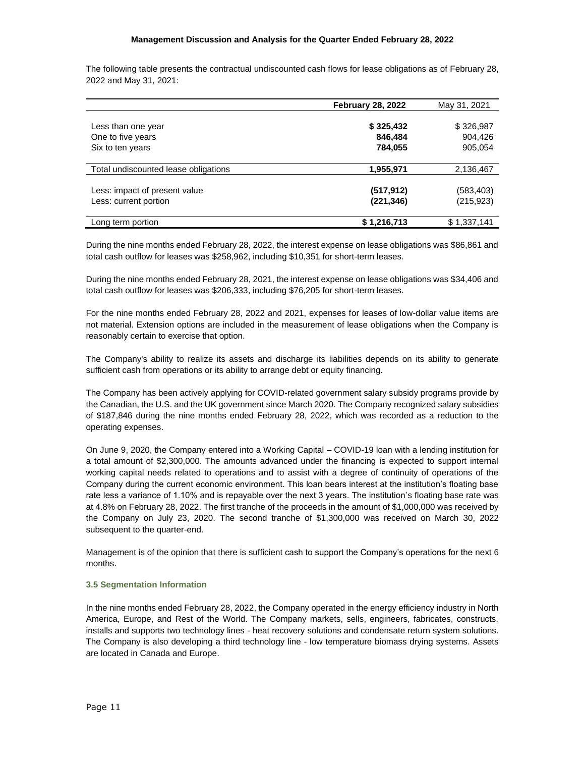The following table presents the contractual undiscounted cash flows for lease obligations as of February 28, 2022 and May 31, 2021:

| | **February 28, 2022** | May 31, 2021 |
|---|---|---|
| Less than one year | **$ 325,432** | $ 326,987 |
| One to five years | **846,484** | 904,426 |
| Six to ten years | **784,055** | 905,054 |
| Total undiscounted lease obligations | **1,955,971** | 2,136,467 |
| Less: impact of present value | **(517,912)** | (583,403) |
| Less: current portion | **(221,346)** | (215,923) |
| Long term portion | **$ 1,216,713** | $ 1,337,141 |

During the nine months ended February 28, 2022, the interest expense on lease obligations was $86,861 and total cash outflow for leases was $258,962, including $10,351 for short-term leases.

During the nine months ended February 28, 2021, the interest expense on lease obligations was $34,406 and total cash outflow for leases was $206,333, including $76,205 for short-term leases.

For the nine months ended February 28, 2022 and 2021, expenses for leases of low-dollar value items are not material. Extension options are included in the measurement of lease obligations when the Company is reasonably certain to exercise that option.

The Company's ability to realize its assets and discharge its liabilities depends on its ability to generate sufficient cash from operations or its ability to arrange debt or equity financing.

The Company has been actively applying for COVID-related government salary subsidy programs provide by the Canadian, the U.S. and the UK government since March 2020. The Company recognized salary subsidies of $187,846 during the nine months ended February 28, 2022, which was recorded as a reduction to the operating expenses.

On June 9, 2020, the Company entered into a Working Capital – COVID-19 loan with a lending institution for a total amount of $2,300,000. The amounts advanced under the financing is expected to support internal working capital needs related to operations and to assist with a degree of continuity of operations of the Company during the current economic environment. This loan bears interest at the institution's floating base rate less a variance of 1.10% and is repayable over the next 3 years. The institution's floating base rate was at 4.8% on February 28, 2022. The first tranche of the proceeds in the amount of $1,000,000 was received by the Company on July 23, 2020. The second tranche of $1,300,000 was received on March 30, 2022 subsequent to the quarter-end.

Management is of the opinion that there is sufficient cash to support the Company's operations for the next 6 months.

### 3.5 Segmentation Information

In the nine months ended February 28, 2022, the Company operated in the energy efficiency industry in North America, Europe, and Rest of the World. The Company markets, sells, engineers, fabricates, constructs, installs and supports two technology lines - heat recovery solutions and condensate return system solutions. The Company is also developing a third technology line - low temperature biomass drying systems. Assets are located in Canada and Europe.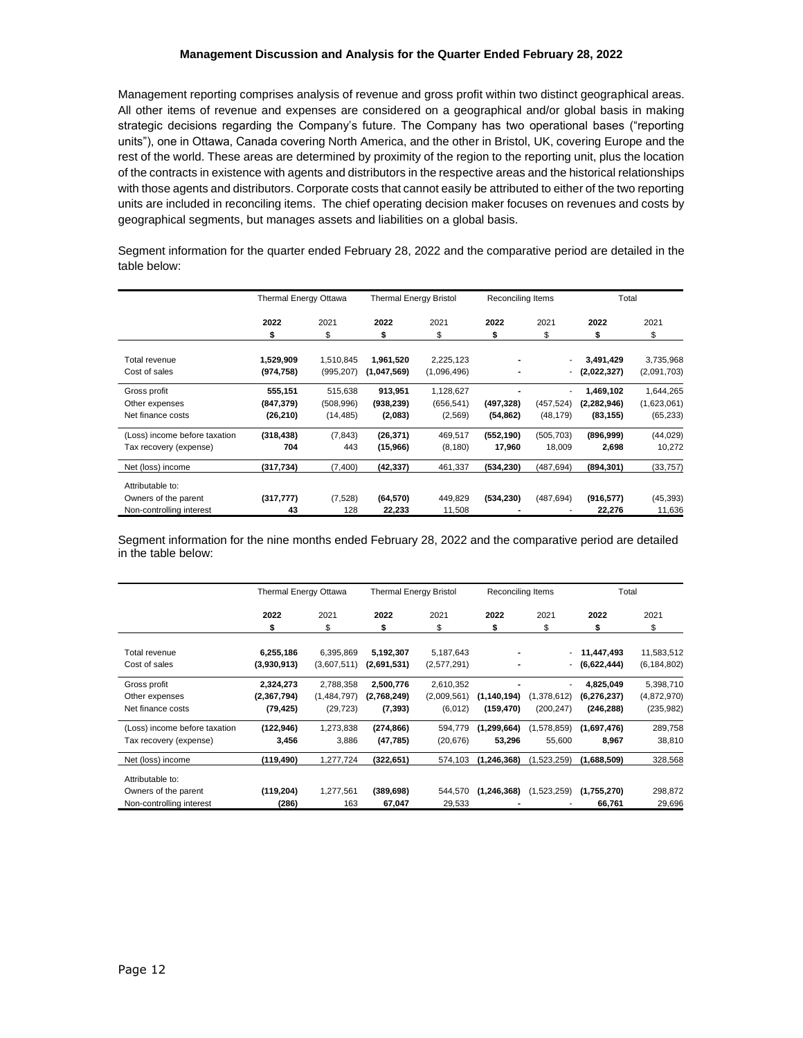Management reporting comprises analysis of revenue and gross profit within two distinct geographical areas. All other items of revenue and expenses are considered on a geographical and/or global basis in making strategic decisions regarding the Company's future. The Company has two operational bases ("reporting units"), one in Ottawa, Canada covering North America, and the other in Bristol, UK, covering Europe and the rest of the world. These areas are determined by proximity of the region to the reporting unit, plus the location of the contracts in existence with agents and distributors in the respective areas and the historical relationships with those agents and distributors. Corporate costs that cannot easily be attributed to either of the two reporting units are included in reconciling items. The chief operating decision maker focuses on revenues and costs by geographical segments, but manages assets and liabilities on a global basis.

Segment information for the quarter ended February 28, 2022 and the comparative period are detailed in the table below:

| | Thermal Energy Ottawa | | Thermal Energy Bristol | | Reconciling Items | | Total | |
|---|---|---|---|---|---|---|---|---|
| | **2022** | 2021 | **2022** | 2021 | **2022** | 2021 | **2022** | 2021 |
| | **\$** | \$ | **\$** | \$ | **\$** | \$ | **\$** | \$ |
| Total revenue | **1,529,909** | 1,510,845 | **1,961,520** | 2,225,123 | **-** | - | **3,491,429** | 3,735,968 |
| Cost of sales | **(974,758)** | (995,207) | **(1,047,569)** | (1,096,496) | **-** | - | **(2,022,327)** | (2,091,703) |
| Gross profit | **555,151** | 515,638 | **913,951** | 1,128,627 | **-** | - | **1,469,102** | 1,644,265 |
| Other expenses | **(847,379)** | (508,996) | **(938,239)** | (656,541) | **(497,328)** | (457,524) | **(2,282,946)** | (1,623,061) |
| Net finance costs | **(26,210)** | (14,485) | **(2,083)** | (2,569) | **(54,862)** | (48,179) | **(83,155)** | (65,233) |
| (Loss) income before taxation | **(318,438)** | (7,843) | **(26,371)** | 469,517 | **(552,190)** | (505,703) | **(896,999)** | (44,029) |
| Tax recovery (expense) | **704** | 443 | **(15,966)** | (8,180) | **17,960** | 18,009 | **2,698** | 10,272 |
| Net (loss) income | **(317,734)** | (7,400) | **(42,337)** | 461,337 | **(534,230)** | (487,694) | **(894,301)** | (33,757) |
| Attributable to: | | | | | | | | |
| Owners of the parent | **(317,777)** | (7,528) | **(64,570)** | 449,829 | **(534,230)** | (487,694) | **(916,577)** | (45,393) |
| Non-controlling interest | **43** | 128 | **22,233** | 11,508 | **-** | - | **22,276** | 11,636 |

Segment information for the nine months ended February 28, 2022 and the comparative period are detailed in the table below:

| | Thermal Energy Ottawa | | Thermal Energy Bristol | | Reconciling Items | | Total | |
|---|---|---|---|---|---|---|---|---|
| | **2022** | 2021 | **2022** | 2021 | **2022** | 2021 | **2022** | 2021 |
| | **\$** | \$ | **\$** | \$ | **\$** | \$ | **\$** | \$ |
| Total revenue | **6,255,186** | 6,395,869 | **5,192,307** | 5,187,643 | **-** | - | **11,447,493** | 11,583,512 |
| Cost of sales | **(3,930,913)** | (3,607,511) | **(2,691,531)** | (2,577,291) | **-** | - | **(6,622,444)** | (6,184,802) |
| Gross profit | **2,324,273** | 2,788,358 | **2,500,776** | 2,610,352 | **-** | - | **4,825,049** | 5,398,710 |
| Other expenses | **(2,367,794)** | (1,484,797) | **(2,768,249)** | (2,009,561) | **(1,140,194)** | (1,378,612) | **(6,276,237)** | (4,872,970) |
| Net finance costs | **(79,425)** | (29,723) | **(7,393)** | (6,012) | **(159,470)** | (200,247) | **(246,288)** | (235,982) |
| (Loss) income before taxation | **(122,946)** | 1,273,838 | **(274,866)** | 594,779 | **(1,299,664)** | (1,578,859) | **(1,697,476)** | 289,758 |
| Tax recovery (expense) | **3,456** | 3,886 | **(47,785)** | (20,676) | **53,296** | 55,600 | **8,967** | 38,810 |
| Net (loss) income | **(119,490)** | 1,277,724 | **(322,651)** | 574,103 | **(1,246,368)** | (1,523,259) | **(1,688,509)** | 328,568 |
| Attributable to: | | | | | | | | |
| Owners of the parent | **(119,204)** | 1,277,561 | **(389,698)** | 544,570 | **(1,246,368)** | (1,523,259) | **(1,755,270)** | 298,872 |
| Non-controlling interest | **(286)** | 163 | **67,047** | 29,533 | **-** | - | **66,761** | 29,696 |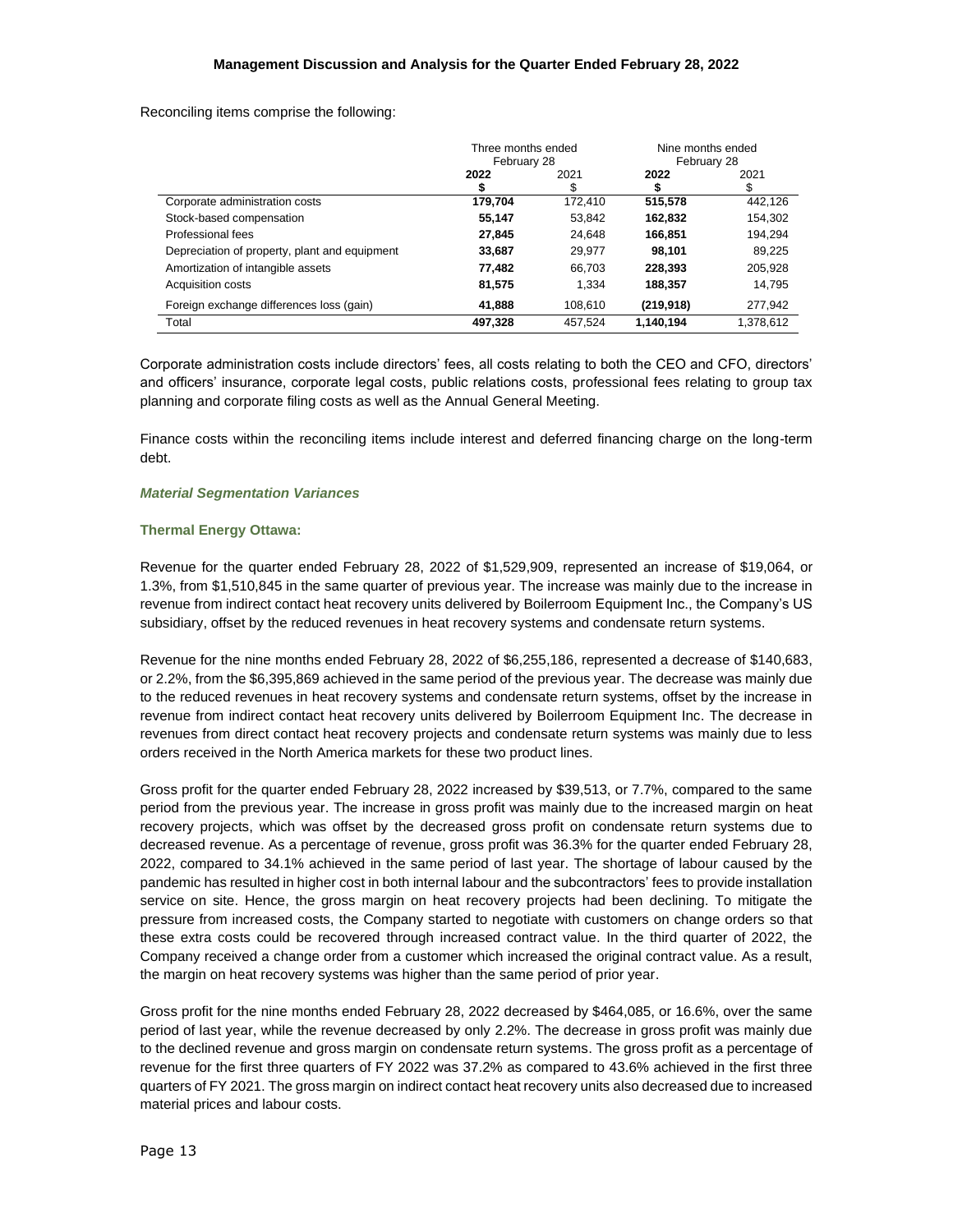Reconciling items comprise the following:

| | Three months ended February 28 | | Nine months ended February 28 | |
|---|---|---|---|---|
| | **2022** | 2021 | **2022** | 2021 |
| | **$** | $ | **$** | $ |
| Corporate administration costs | **179,704** | 172,410 | **515,578** | 442,126 |
| Stock-based compensation | **55,147** | 53,842 | **162,832** | 154,302 |
| Professional fees | **27,845** | 24,648 | **166,851** | 194,294 |
| Depreciation of property, plant and equipment | **33,687** | 29,977 | **98,101** | 89,225 |
| Amortization of intangible assets | **77,482** | 66,703 | **228,393** | 205,928 |
| Acquisition costs | **81,575** | 1,334 | **188,357** | 14,795 |
| Foreign exchange differences loss (gain) | **41,888** | 108,610 | **(219,918)** | 277,942 |
| Total | **497,328** | 457,524 | **1,140,194** | 1,378,612 |

Corporate administration costs include directors' fees, all costs relating to both the CEO and CFO, directors' and officers' insurance, corporate legal costs, public relations costs, professional fees relating to group tax planning and corporate filing costs as well as the Annual General Meeting.

Finance costs within the reconciling items include interest and deferred financing charge on the long-term debt.

***Material Segmentation Variances***

**Thermal Energy Ottawa:**

Revenue for the quarter ended February 28, 2022 of $1,529,909, represented an increase of $19,064, or 1.3%, from $1,510,845 in the same quarter of previous year. The increase was mainly due to the increase in revenue from indirect contact heat recovery units delivered by Boilerroom Equipment Inc., the Company's US subsidiary, offset by the reduced revenues in heat recovery systems and condensate return systems.

Revenue for the nine months ended February 28, 2022 of $6,255,186, represented a decrease of $140,683, or 2.2%, from the $6,395,869 achieved in the same period of the previous year. The decrease was mainly due to the reduced revenues in heat recovery systems and condensate return systems, offset by the increase in revenue from indirect contact heat recovery units delivered by Boilerroom Equipment Inc. The decrease in revenues from direct contact heat recovery projects and condensate return systems was mainly due to less orders received in the North America markets for these two product lines.

Gross profit for the quarter ended February 28, 2022 increased by $39,513, or 7.7%, compared to the same period from the previous year. The increase in gross profit was mainly due to the increased margin on heat recovery projects, which was offset by the decreased gross profit on condensate return systems due to decreased revenue. As a percentage of revenue, gross profit was 36.3% for the quarter ended February 28, 2022, compared to 34.1% achieved in the same period of last year. The shortage of labour caused by the pandemic has resulted in higher cost in both internal labour and the subcontractors' fees to provide installation service on site. Hence, the gross margin on heat recovery projects had been declining. To mitigate the pressure from increased costs, the Company started to negotiate with customers on change orders so that these extra costs could be recovered through increased contract value. In the third quarter of 2022, the Company received a change order from a customer which increased the original contract value. As a result, the margin on heat recovery systems was higher than the same period of prior year.

Gross profit for the nine months ended February 28, 2022 decreased by $464,085, or 16.6%, over the same period of last year, while the revenue decreased by only 2.2%. The decrease in gross profit was mainly due to the declined revenue and gross margin on condensate return systems. The gross profit as a percentage of revenue for the first three quarters of FY 2022 was 37.2% as compared to 43.6% achieved in the first three quarters of FY 2021. The gross margin on indirect contact heat recovery units also decreased due to increased material prices and labour costs.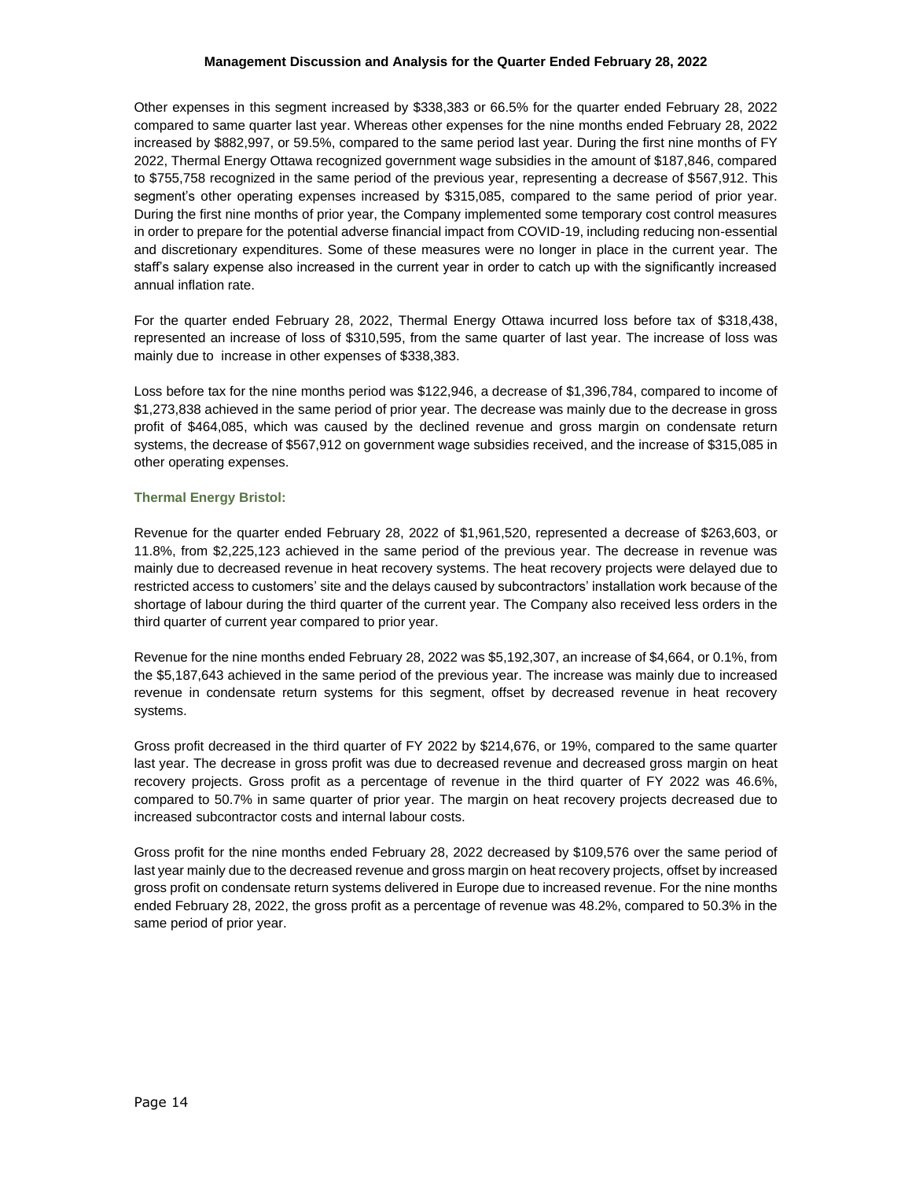Other expenses in this segment increased by $338,383 or 66.5% for the quarter ended February 28, 2022 compared to same quarter last year. Whereas other expenses for the nine months ended February 28, 2022 increased by $882,997, or 59.5%, compared to the same period last year. During the first nine months of FY 2022, Thermal Energy Ottawa recognized government wage subsidies in the amount of $187,846, compared to $755,758 recognized in the same period of the previous year, representing a decrease of $567,912. This segment's other operating expenses increased by $315,085, compared to the same period of prior year. During the first nine months of prior year, the Company implemented some temporary cost control measures in order to prepare for the potential adverse financial impact from COVID-19, including reducing non-essential and discretionary expenditures. Some of these measures were no longer in place in the current year. The staff's salary expense also increased in the current year in order to catch up with the significantly increased annual inflation rate.

For the quarter ended February 28, 2022, Thermal Energy Ottawa incurred loss before tax of $318,438, represented an increase of loss of $310,595, from the same quarter of last year. The increase of loss was mainly due to increase in other expenses of $338,383.

Loss before tax for the nine months period was $122,946, a decrease of $1,396,784, compared to income of $1,273,838 achieved in the same period of prior year. The decrease was mainly due to the decrease in gross profit of $464,085, which was caused by the declined revenue and gross margin on condensate return systems, the decrease of $567,912 on government wage subsidies received, and the increase of $315,085 in other operating expenses.

### Thermal Energy Bristol:

Revenue for the quarter ended February 28, 2022 of $1,961,520, represented a decrease of $263,603, or 11.8%, from $2,225,123 achieved in the same period of the previous year. The decrease in revenue was mainly due to decreased revenue in heat recovery systems. The heat recovery projects were delayed due to restricted access to customers' site and the delays caused by subcontractors' installation work because of the shortage of labour during the third quarter of the current year. The Company also received less orders in the third quarter of current year compared to prior year.

Revenue for the nine months ended February 28, 2022 was $5,192,307, an increase of $4,664, or 0.1%, from the $5,187,643 achieved in the same period of the previous year. The increase was mainly due to increased revenue in condensate return systems for this segment, offset by decreased revenue in heat recovery systems.

Gross profit decreased in the third quarter of FY 2022 by $214,676, or 19%, compared to the same quarter last year. The decrease in gross profit was due to decreased revenue and decreased gross margin on heat recovery projects. Gross profit as a percentage of revenue in the third quarter of FY 2022 was 46.6%, compared to 50.7% in same quarter of prior year. The margin on heat recovery projects decreased due to increased subcontractor costs and internal labour costs.

Gross profit for the nine months ended February 28, 2022 decreased by $109,576 over the same period of last year mainly due to the decreased revenue and gross margin on heat recovery projects, offset by increased gross profit on condensate return systems delivered in Europe due to increased revenue. For the nine months ended February 28, 2022, the gross profit as a percentage of revenue was 48.2%, compared to 50.3% in the same period of prior year.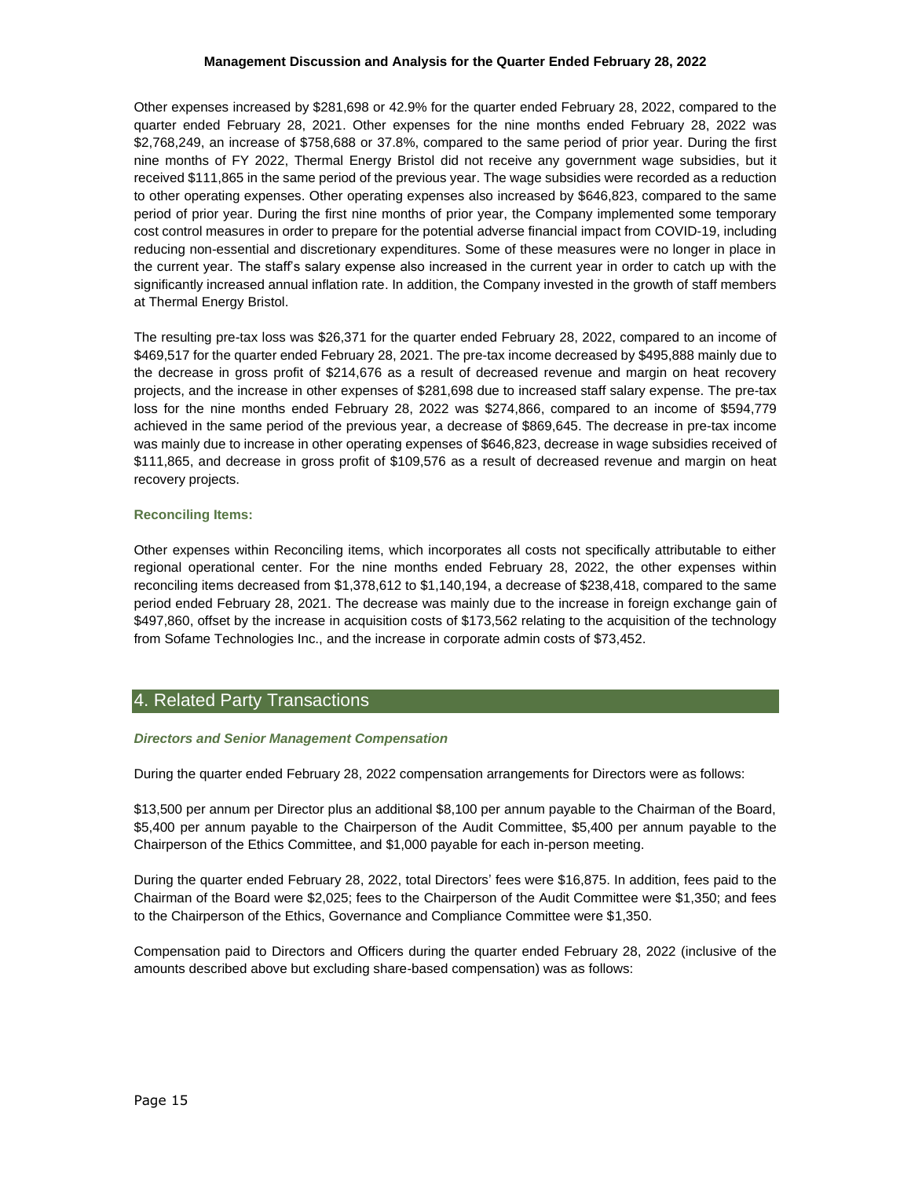Other expenses increased by $281,698 or 42.9% for the quarter ended February 28, 2022, compared to the quarter ended February 28, 2021. Other expenses for the nine months ended February 28, 2022 was $2,768,249, an increase of $758,688 or 37.8%, compared to the same period of prior year. During the first nine months of FY 2022, Thermal Energy Bristol did not receive any government wage subsidies, but it received $111,865 in the same period of the previous year. The wage subsidies were recorded as a reduction to other operating expenses. Other operating expenses also increased by $646,823, compared to the same period of prior year. During the first nine months of prior year, the Company implemented some temporary cost control measures in order to prepare for the potential adverse financial impact from COVID-19, including reducing non-essential and discretionary expenditures. Some of these measures were no longer in place in the current year. The staff's salary expense also increased in the current year in order to catch up with the significantly increased annual inflation rate. In addition, the Company invested in the growth of staff members at Thermal Energy Bristol.

The resulting pre-tax loss was $26,371 for the quarter ended February 28, 2022, compared to an income of $469,517 for the quarter ended February 28, 2021. The pre-tax income decreased by $495,888 mainly due to the decrease in gross profit of $214,676 as a result of decreased revenue and margin on heat recovery projects, and the increase in other expenses of $281,698 due to increased staff salary expense. The pre-tax loss for the nine months ended February 28, 2022 was $274,866, compared to an income of $594,779 achieved in the same period of the previous year, a decrease of $869,645. The decrease in pre-tax income was mainly due to increase in other operating expenses of $646,823, decrease in wage subsidies received of $111,865, and decrease in gross profit of $109,576 as a result of decreased revenue and margin on heat recovery projects.

#### Reconciling Items:

Other expenses within Reconciling items, which incorporates all costs not specifically attributable to either regional operational center. For the nine months ended February 28, 2022, the other expenses within reconciling items decreased from $1,378,612 to $1,140,194, a decrease of $238,418, compared to the same period ended February 28, 2021. The decrease was mainly due to the increase in foreign exchange gain of $497,860, offset by the increase in acquisition costs of $173,562 relating to the acquisition of the technology from Sofame Technologies Inc., and the increase in corporate admin costs of $73,452.

## 4. Related Party Transactions

#### *Directors and Senior Management Compensation*

During the quarter ended February 28, 2022 compensation arrangements for Directors were as follows:

$13,500 per annum per Director plus an additional $8,100 per annum payable to the Chairman of the Board, $5,400 per annum payable to the Chairperson of the Audit Committee, $5,400 per annum payable to the Chairperson of the Ethics Committee, and $1,000 payable for each in-person meeting.

During the quarter ended February 28, 2022, total Directors' fees were $16,875. In addition, fees paid to the Chairman of the Board were $2,025; fees to the Chairperson of the Audit Committee were $1,350; and fees to the Chairperson of the Ethics, Governance and Compliance Committee were $1,350.

Compensation paid to Directors and Officers during the quarter ended February 28, 2022 (inclusive of the amounts described above but excluding share-based compensation) was as follows: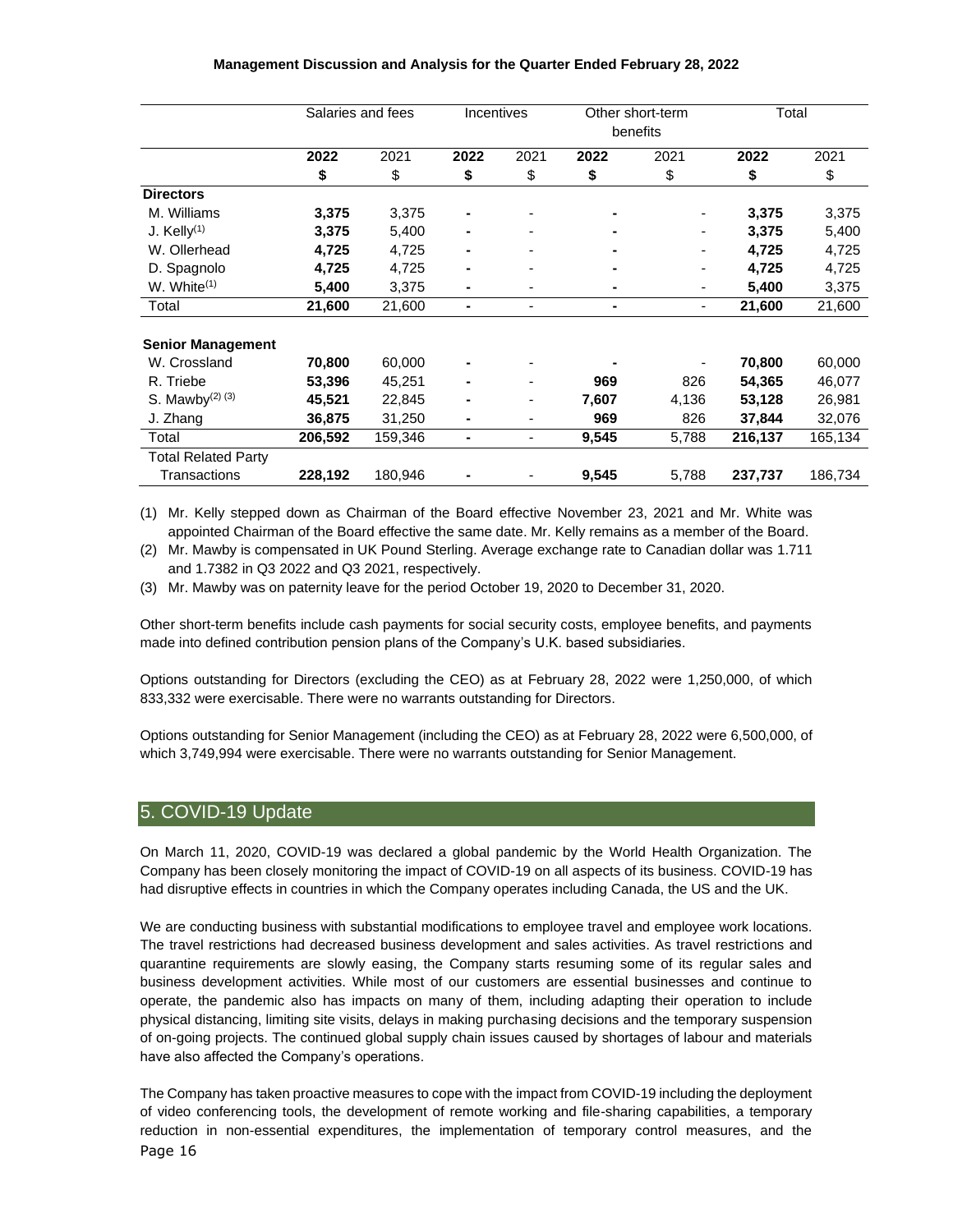| | Salaries and fees | | Incentives | | Other short-term benefits | | Total | |
|---|---|---|---|---|---|---|---|---|
| | **2022** | 2021 | **2022** | 2021 | **2022** | 2021 | **2022** | 2021 |
| | **$** | $ | **$** | $ | **$** | $ | **$** | $ |
| **Directors** | | | | | | | | |
| M. Williams | **3,375** | 3,375 | **-** | - | **-** | - | **3,375** | 3,375 |
| J. Kelly[(1)] | **3,375** | 5,400 | **-** | - | **-** | - | **3,375** | 5,400 |
| W. Ollerhead | **4,725** | 4,725 | **-** | - | **-** | - | **4,725** | 4,725 |
| D. Spagnolo | **4,725** | 4,725 | **-** | - | **-** | - | **4,725** | 4,725 |
| W. White[(1)] | **5,400** | 3,375 | **-** | - | **-** | - | **5,400** | 3,375 |
| Total | **21,600** | 21,600 | **-** | - | **-** | - | **21,600** | 21,600 |
| **Senior Management** | | | | | | | | |
| W. Crossland | **70,800** | 60,000 | **-** | - | **-** | - | **70,800** | 60,000 |
| R. Triebe | **53,396** | 45,251 | **-** | - | **969** | 826 | **54,365** | 46,077 |
| S. Mawby[(2) (3)] | **45,521** | 22,845 | **-** | - | **7,607** | 4,136 | **53,128** | 26,981 |
| J. Zhang | **36,875** | 31,250 | **-** | - | **969** | 826 | **37,844** | 32,076 |
| Total | **206,592** | 159,346 | **-** | - | **9,545** | 5,788 | **216,137** | 165,134 |
| Total Related Party Transactions | **228,192** | 180,946 | **-** | - | **9,545** | 5,788 | **237,737** | 186,734 |

(1) Mr. Kelly stepped down as Chairman of the Board effective November 23, 2021 and Mr. White was appointed Chairman of the Board effective the same date. Mr. Kelly remains as a member of the Board.

(2) Mr. Mawby is compensated in UK Pound Sterling. Average exchange rate to Canadian dollar was 1.711 and 1.7382 in Q3 2022 and Q3 2021, respectively.

(3) Mr. Mawby was on paternity leave for the period October 19, 2020 to December 31, 2020.

Other short-term benefits include cash payments for social security costs, employee benefits, and payments made into defined contribution pension plans of the Company's U.K. based subsidiaries.

Options outstanding for Directors (excluding the CEO) as at February 28, 2022 were 1,250,000, of which 833,332 were exercisable. There were no warrants outstanding for Directors.

Options outstanding for Senior Management (including the CEO) as at February 28, 2022 were 6,500,000, of which 3,749,994 were exercisable. There were no warrants outstanding for Senior Management.

## 5. COVID-19 Update

On March 11, 2020, COVID-19 was declared a global pandemic by the World Health Organization. The Company has been closely monitoring the impact of COVID-19 on all aspects of its business. COVID-19 has had disruptive effects in countries in which the Company operates including Canada, the US and the UK.

We are conducting business with substantial modifications to employee travel and employee work locations. The travel restrictions had decreased business development and sales activities. As travel restrictions and quarantine requirements are slowly easing, the Company starts resuming some of its regular sales and business development activities. While most of our customers are essential businesses and continue to operate, the pandemic also has impacts on many of them, including adapting their operation to include physical distancing, limiting site visits, delays in making purchasing decisions and the temporary suspension of on-going projects. The continued global supply chain issues caused by shortages of labour and materials have also affected the Company's operations.

The Company has taken proactive measures to cope with the impact from COVID-19 including the deployment of video conferencing tools, the development of remote working and file-sharing capabilities, a temporary reduction in non-essential expenditures, the implementation of temporary control measures, and the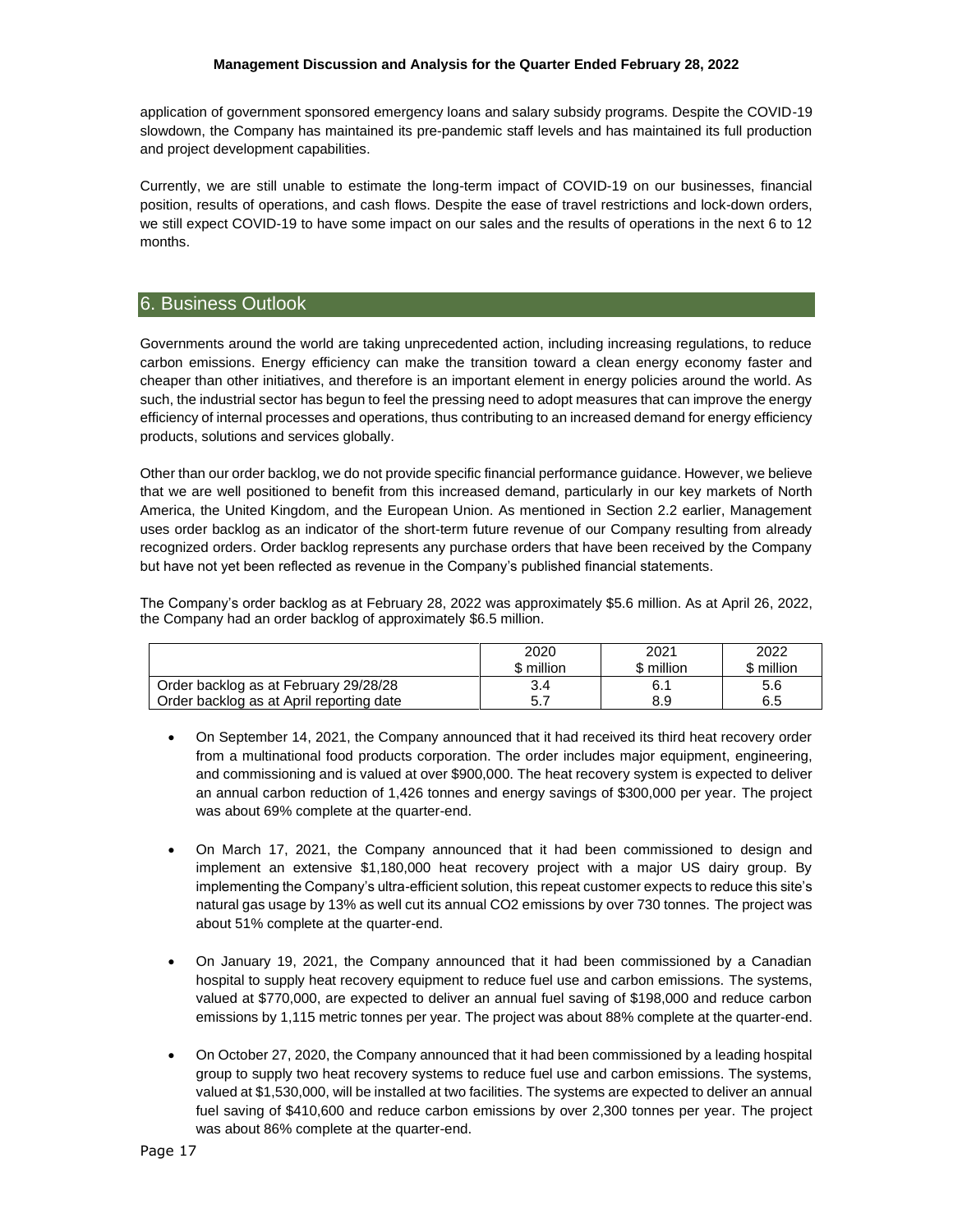application of government sponsored emergency loans and salary subsidy programs. Despite the COVID-19 slowdown, the Company has maintained its pre-pandemic staff levels and has maintained its full production and project development capabilities.

Currently, we are still unable to estimate the long-term impact of COVID-19 on our businesses, financial position, results of operations, and cash flows. Despite the ease of travel restrictions and lock-down orders, we still expect COVID-19 to have some impact on our sales and the results of operations in the next 6 to 12 months.

## 6. Business Outlook

Governments around the world are taking unprecedented action, including increasing regulations, to reduce carbon emissions. Energy efficiency can make the transition toward a clean energy economy faster and cheaper than other initiatives, and therefore is an important element in energy policies around the world. As such, the industrial sector has begun to feel the pressing need to adopt measures that can improve the energy efficiency of internal processes and operations, thus contributing to an increased demand for energy efficiency products, solutions and services globally.

Other than our order backlog, we do not provide specific financial performance guidance. However, we believe that we are well positioned to benefit from this increased demand, particularly in our key markets of North America, the United Kingdom, and the European Union. As mentioned in Section 2.2 earlier, Management uses order backlog as an indicator of the short-term future revenue of our Company resulting from already recognized orders. Order backlog represents any purchase orders that have been received by the Company but have not yet been reflected as revenue in the Company's published financial statements.

The Company's order backlog as at February 28, 2022 was approximately $5.6 million. As at April 26, 2022, the Company had an order backlog of approximately $6.5 million.

| | 2020<br>$ million | 2021<br>$ million | 2022<br>$ million |
|---|---|---|---|
| Order backlog as at February 29/28/28 | 3.4 | 6.1 | 5.6 |
| Order backlog as at April reporting date | 5.7 | 8.9 | 6.5 |

- On September 14, 2021, the Company announced that it had received its third heat recovery order from a multinational food products corporation. The order includes major equipment, engineering, and commissioning and is valued at over $900,000. The heat recovery system is expected to deliver an annual carbon reduction of 1,426 tonnes and energy savings of $300,000 per year. The project was about 69% complete at the quarter-end.

- On March 17, 2021, the Company announced that it had been commissioned to design and implement an extensive $1,180,000 heat recovery project with a major US dairy group. By implementing the Company's ultra-efficient solution, this repeat customer expects to reduce this site's natural gas usage by 13% as well cut its annual $CO_2$ emissions by over 730 tonnes. The project was about 51% complete at the quarter-end.

- On January 19, 2021, the Company announced that it had been commissioned by a Canadian hospital to supply heat recovery equipment to reduce fuel use and carbon emissions. The systems, valued at $770,000, are expected to deliver an annual fuel saving of $198,000 and reduce carbon emissions by 1,115 metric tonnes per year. The project was about 88% complete at the quarter-end.

- On October 27, 2020, the Company announced that it had been commissioned by a leading hospital group to supply two heat recovery systems to reduce fuel use and carbon emissions. The systems, valued at $1,530,000, will be installed at two facilities. The systems are expected to deliver an annual fuel saving of $410,600 and reduce carbon emissions by over 2,300 tonnes per year. The project was about 86% complete at the quarter-end.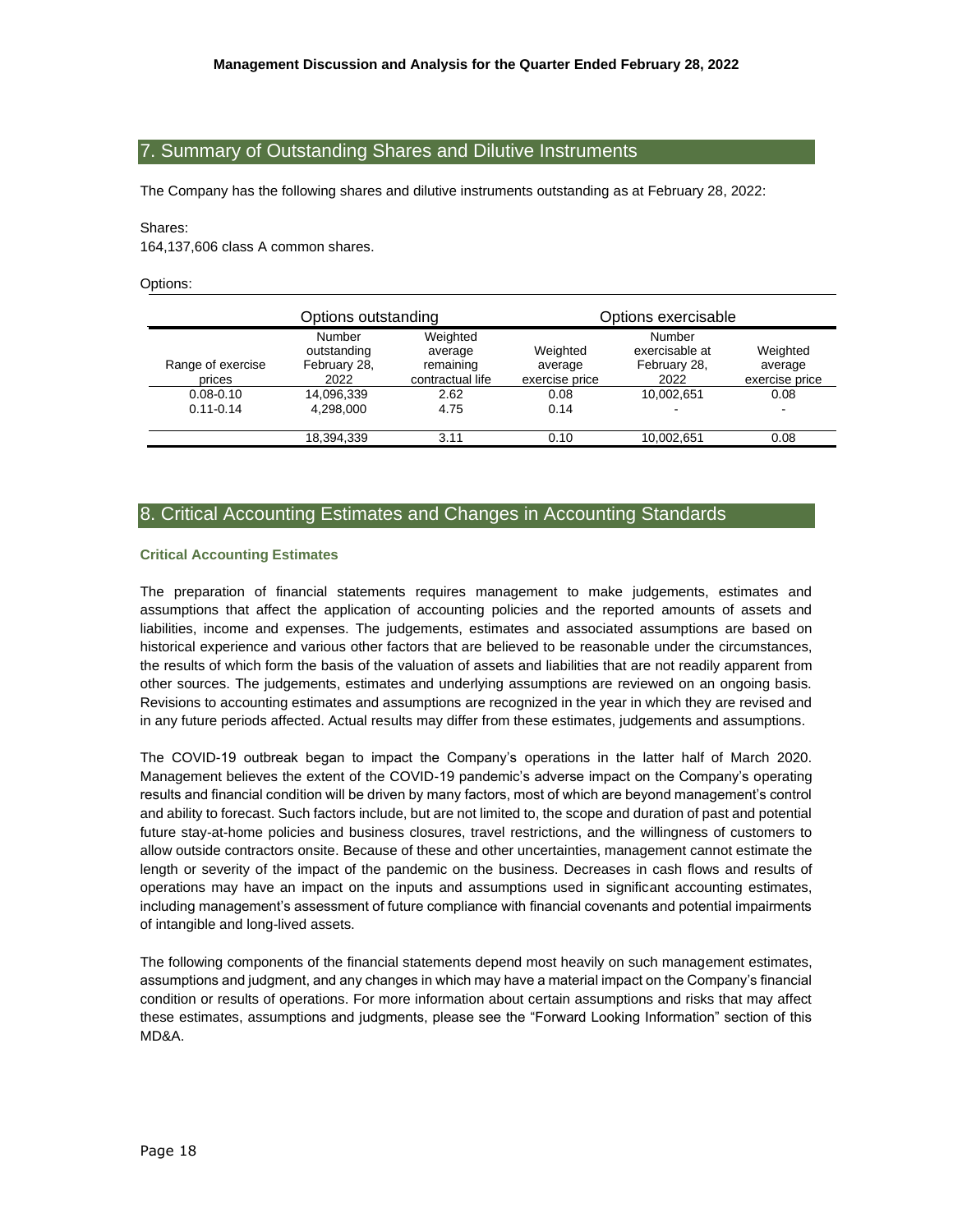## 7. Summary of Outstanding Shares and Dilutive Instruments

The Company has the following shares and dilutive instruments outstanding as at February 28, 2022:

Shares:
164,137,606 class A common shares.

Options:

| | Options outstanding | | | Options exercisable | |
|---|---|---|---|---|---|
| Range of exercise prices | Number outstanding February 28, 2022 | Weighted average remaining contractual life | Weighted average exercise price | Number exercisable at February 28, 2022 | Weighted average exercise price |
| 0.08-0.10 | 14,096,339 | 2.62 | 0.08 | 10,002,651 | 0.08 |
| 0.11-0.14 | 4,298,000 | 4.75 | 0.14 | - | - |
| | 18,394,339 | 3.11 | 0.10 | 10,002,651 | 0.08 |

## 8. Critical Accounting Estimates and Changes in Accounting Standards

### Critical Accounting Estimates

The preparation of financial statements requires management to make judgements, estimates and assumptions that affect the application of accounting policies and the reported amounts of assets and liabilities, income and expenses. The judgements, estimates and associated assumptions are based on historical experience and various other factors that are believed to be reasonable under the circumstances, the results of which form the basis of the valuation of assets and liabilities that are not readily apparent from other sources. The judgements, estimates and underlying assumptions are reviewed on an ongoing basis. Revisions to accounting estimates and assumptions are recognized in the year in which they are revised and in any future periods affected. Actual results may differ from these estimates, judgements and assumptions.

The COVID-19 outbreak began to impact the Company's operations in the latter half of March 2020. Management believes the extent of the COVID-19 pandemic's adverse impact on the Company's operating results and financial condition will be driven by many factors, most of which are beyond management's control and ability to forecast. Such factors include, but are not limited to, the scope and duration of past and potential future stay-at-home policies and business closures, travel restrictions, and the willingness of customers to allow outside contractors onsite. Because of these and other uncertainties, management cannot estimate the length or severity of the impact of the pandemic on the business. Decreases in cash flows and results of operations may have an impact on the inputs and assumptions used in significant accounting estimates, including management's assessment of future compliance with financial covenants and potential impairments of intangible and long-lived assets.

The following components of the financial statements depend most heavily on such management estimates, assumptions and judgment, and any changes in which may have a material impact on the Company's financial condition or results of operations. For more information about certain assumptions and risks that may affect these estimates, assumptions and judgments, please see the "Forward Looking Information" section of this MD&A.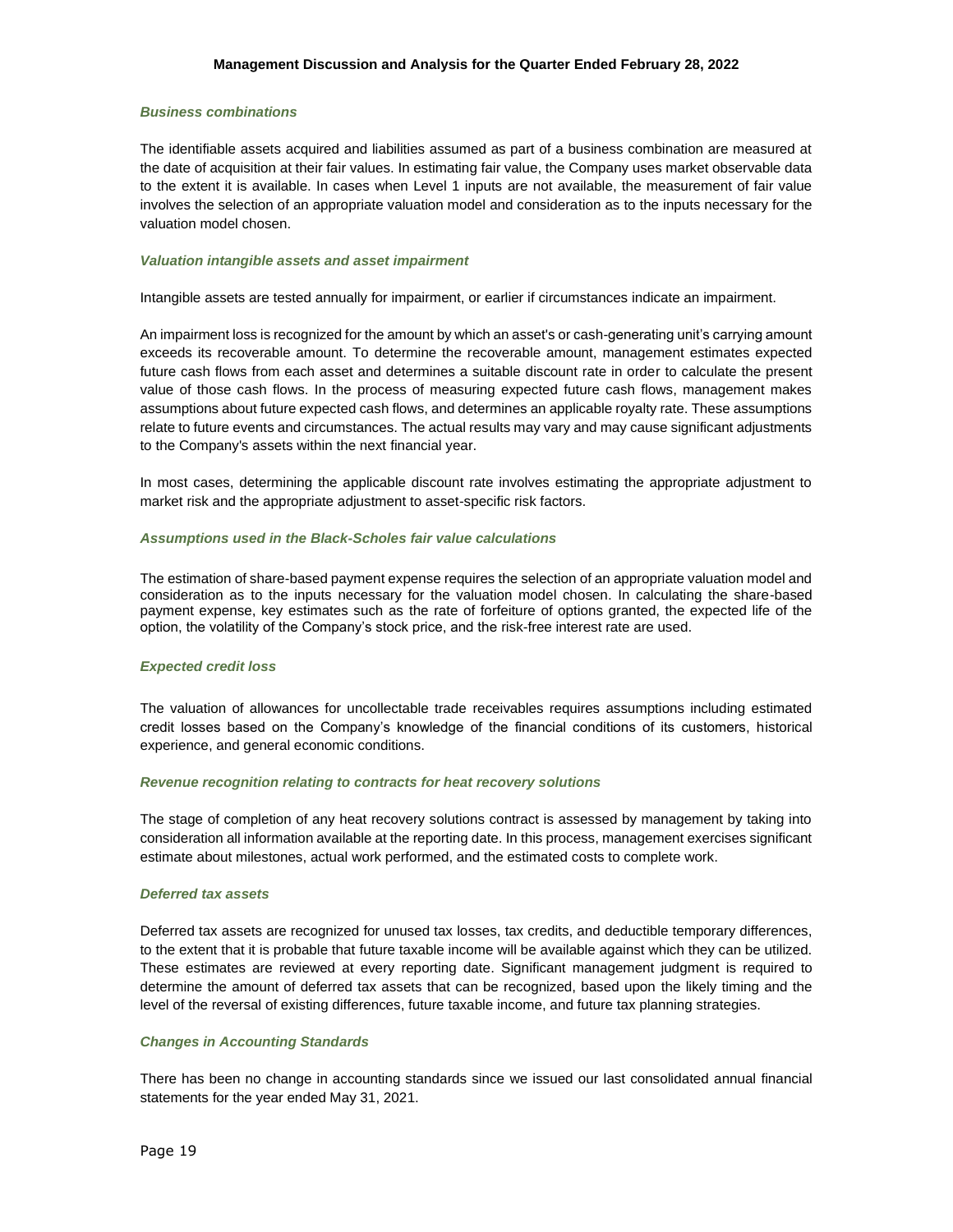### *Business combinations*

The identifiable assets acquired and liabilities assumed as part of a business combination are measured at the date of acquisition at their fair values. In estimating fair value, the Company uses market observable data to the extent it is available. In cases when Level 1 inputs are not available, the measurement of fair value involves the selection of an appropriate valuation model and consideration as to the inputs necessary for the valuation model chosen.

### *Valuation intangible assets and asset impairment*

Intangible assets are tested annually for impairment, or earlier if circumstances indicate an impairment.

An impairment loss is recognized for the amount by which an asset's or cash-generating unit's carrying amount exceeds its recoverable amount. To determine the recoverable amount, management estimates expected future cash flows from each asset and determines a suitable discount rate in order to calculate the present value of those cash flows. In the process of measuring expected future cash flows, management makes assumptions about future expected cash flows, and determines an applicable royalty rate. These assumptions relate to future events and circumstances. The actual results may vary and may cause significant adjustments to the Company's assets within the next financial year.

In most cases, determining the applicable discount rate involves estimating the appropriate adjustment to market risk and the appropriate adjustment to asset-specific risk factors.

### *Assumptions used in the Black-Scholes fair value calculations*

The estimation of share-based payment expense requires the selection of an appropriate valuation model and consideration as to the inputs necessary for the valuation model chosen. In calculating the share-based payment expense, key estimates such as the rate of forfeiture of options granted, the expected life of the option, the volatility of the Company's stock price, and the risk-free interest rate are used.

### *Expected credit loss*

The valuation of allowances for uncollectable trade receivables requires assumptions including estimated credit losses based on the Company's knowledge of the financial conditions of its customers, historical experience, and general economic conditions.

### *Revenue recognition relating to contracts for heat recovery solutions*

The stage of completion of any heat recovery solutions contract is assessed by management by taking into consideration all information available at the reporting date. In this process, management exercises significant estimate about milestones, actual work performed, and the estimated costs to complete work.

### *Deferred tax assets*

Deferred tax assets are recognized for unused tax losses, tax credits, and deductible temporary differences, to the extent that it is probable that future taxable income will be available against which they can be utilized. These estimates are reviewed at every reporting date. Significant management judgment is required to determine the amount of deferred tax assets that can be recognized, based upon the likely timing and the level of the reversal of existing differences, future taxable income, and future tax planning strategies.

### *Changes in Accounting Standards*

There has been no change in accounting standards since we issued our last consolidated annual financial statements for the year ended May 31, 2021.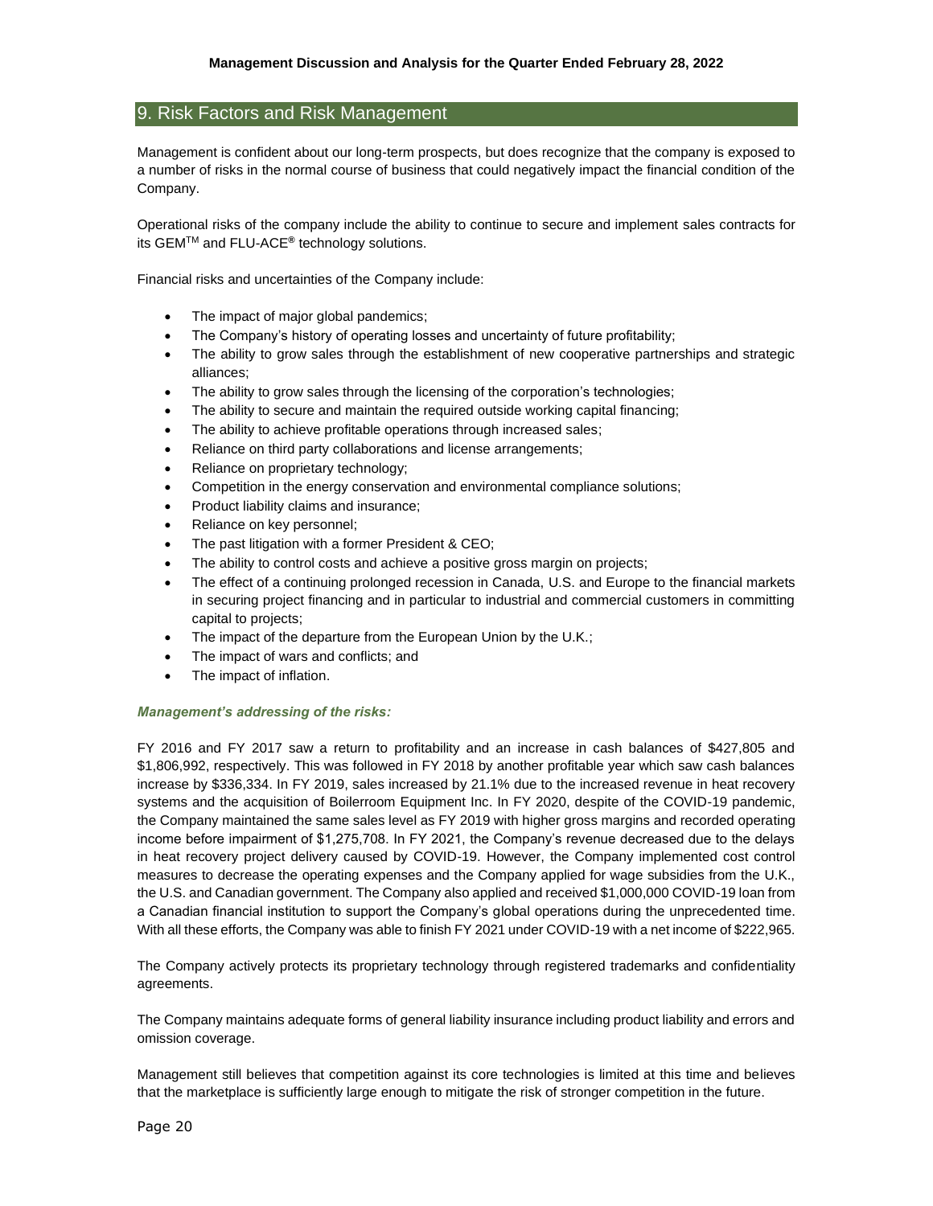## 9. Risk Factors and Risk Management

Management is confident about our long-term prospects, but does recognize that the company is exposed to a number of risks in the normal course of business that could negatively impact the financial condition of the Company.

Operational risks of the company include the ability to continue to secure and implement sales contracts for its GEM™ and FLU-ACE® technology solutions.

Financial risks and uncertainties of the Company include:

- The impact of major global pandemics;
- The Company's history of operating losses and uncertainty of future profitability;
- The ability to grow sales through the establishment of new cooperative partnerships and strategic alliances;
- The ability to grow sales through the licensing of the corporation's technologies;
- The ability to secure and maintain the required outside working capital financing;
- The ability to achieve profitable operations through increased sales;
- Reliance on third party collaborations and license arrangements;
- Reliance on proprietary technology;
- Competition in the energy conservation and environmental compliance solutions;
- Product liability claims and insurance;
- Reliance on key personnel;
- The past litigation with a former President & CEO;
- The ability to control costs and achieve a positive gross margin on projects;
- The effect of a continuing prolonged recession in Canada, U.S. and Europe to the financial markets in securing project financing and in particular to industrial and commercial customers in committing capital to projects;
- The impact of the departure from the European Union by the U.K.;
- The impact of wars and conflicts; and
- The impact of inflation.

***Management's addressing of the risks:***

FY 2016 and FY 2017 saw a return to profitability and an increase in cash balances of $427,805 and $1,806,992, respectively. This was followed in FY 2018 by another profitable year which saw cash balances increase by $336,334. In FY 2019, sales increased by 21.1% due to the increased revenue in heat recovery systems and the acquisition of Boilerroom Equipment Inc. In FY 2020, despite of the COVID-19 pandemic, the Company maintained the same sales level as FY 2019 with higher gross margins and recorded operating income before impairment of $1,275,708. In FY 2021, the Company's revenue decreased due to the delays in heat recovery project delivery caused by COVID-19. However, the Company implemented cost control measures to decrease the operating expenses and the Company applied for wage subsidies from the U.K., the U.S. and Canadian government. The Company also applied and received $1,000,000 COVID-19 loan from a Canadian financial institution to support the Company's global operations during the unprecedented time. With all these efforts, the Company was able to finish FY 2021 under COVID-19 with a net income of $222,965.

The Company actively protects its proprietary technology through registered trademarks and confidentiality agreements.

The Company maintains adequate forms of general liability insurance including product liability and errors and omission coverage.

Management still believes that competition against its core technologies is limited at this time and believes that the marketplace is sufficiently large enough to mitigate the risk of stronger competition in the future.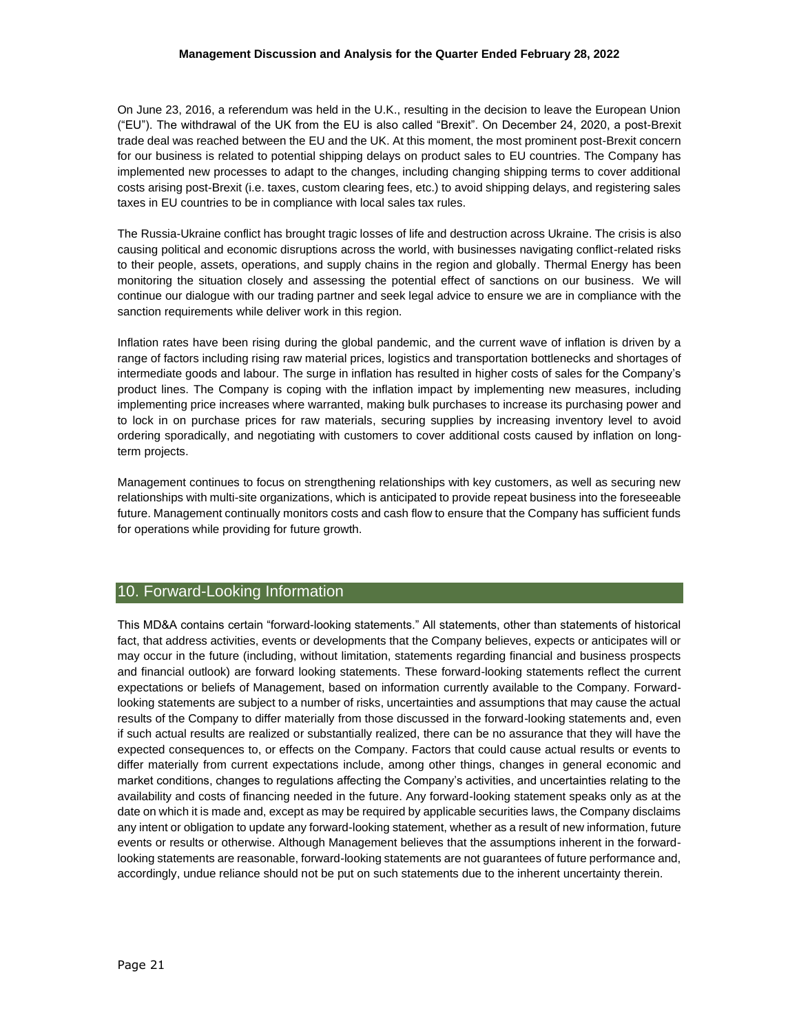On June 23, 2016, a referendum was held in the U.K., resulting in the decision to leave the European Union ("EU"). The withdrawal of the UK from the EU is also called "Brexit". On December 24, 2020, a post-Brexit trade deal was reached between the EU and the UK. At this moment, the most prominent post-Brexit concern for our business is related to potential shipping delays on product sales to EU countries. The Company has implemented new processes to adapt to the changes, including changing shipping terms to cover additional costs arising post-Brexit (i.e. taxes, custom clearing fees, etc.) to avoid shipping delays, and registering sales taxes in EU countries to be in compliance with local sales tax rules.

The Russia-Ukraine conflict has brought tragic losses of life and destruction across Ukraine. The crisis is also causing political and economic disruptions across the world, with businesses navigating conflict-related risks to their people, assets, operations, and supply chains in the region and globally. Thermal Energy has been monitoring the situation closely and assessing the potential effect of sanctions on our business. We will continue our dialogue with our trading partner and seek legal advice to ensure we are in compliance with the sanction requirements while deliver work in this region.

Inflation rates have been rising during the global pandemic, and the current wave of inflation is driven by a range of factors including rising raw material prices, logistics and transportation bottlenecks and shortages of intermediate goods and labour. The surge in inflation has resulted in higher costs of sales for the Company's product lines. The Company is coping with the inflation impact by implementing new measures, including implementing price increases where warranted, making bulk purchases to increase its purchasing power and to lock in on purchase prices for raw materials, securing supplies by increasing inventory level to avoid ordering sporadically, and negotiating with customers to cover additional costs caused by inflation on long-term projects.

Management continues to focus on strengthening relationships with key customers, as well as securing new relationships with multi-site organizations, which is anticipated to provide repeat business into the foreseeable future. Management continually monitors costs and cash flow to ensure that the Company has sufficient funds for operations while providing for future growth.

## 10. Forward-Looking Information

This MD&A contains certain "forward-looking statements." All statements, other than statements of historical fact, that address activities, events or developments that the Company believes, expects or anticipates will or may occur in the future (including, without limitation, statements regarding financial and business prospects and financial outlook) are forward looking statements. These forward-looking statements reflect the current expectations or beliefs of Management, based on information currently available to the Company. Forward-looking statements are subject to a number of risks, uncertainties and assumptions that may cause the actual results of the Company to differ materially from those discussed in the forward-looking statements and, even if such actual results are realized or substantially realized, there can be no assurance that they will have the expected consequences to, or effects on the Company. Factors that could cause actual results or events to differ materially from current expectations include, among other things, changes in general economic and market conditions, changes to regulations affecting the Company's activities, and uncertainties relating to the availability and costs of financing needed in the future. Any forward-looking statement speaks only as at the date on which it is made and, except as may be required by applicable securities laws, the Company disclaims any intent or obligation to update any forward-looking statement, whether as a result of new information, future events or results or otherwise. Although Management believes that the assumptions inherent in the forward-looking statements are reasonable, forward-looking statements are not guarantees of future performance and, accordingly, undue reliance should not be put on such statements due to the inherent uncertainty therein.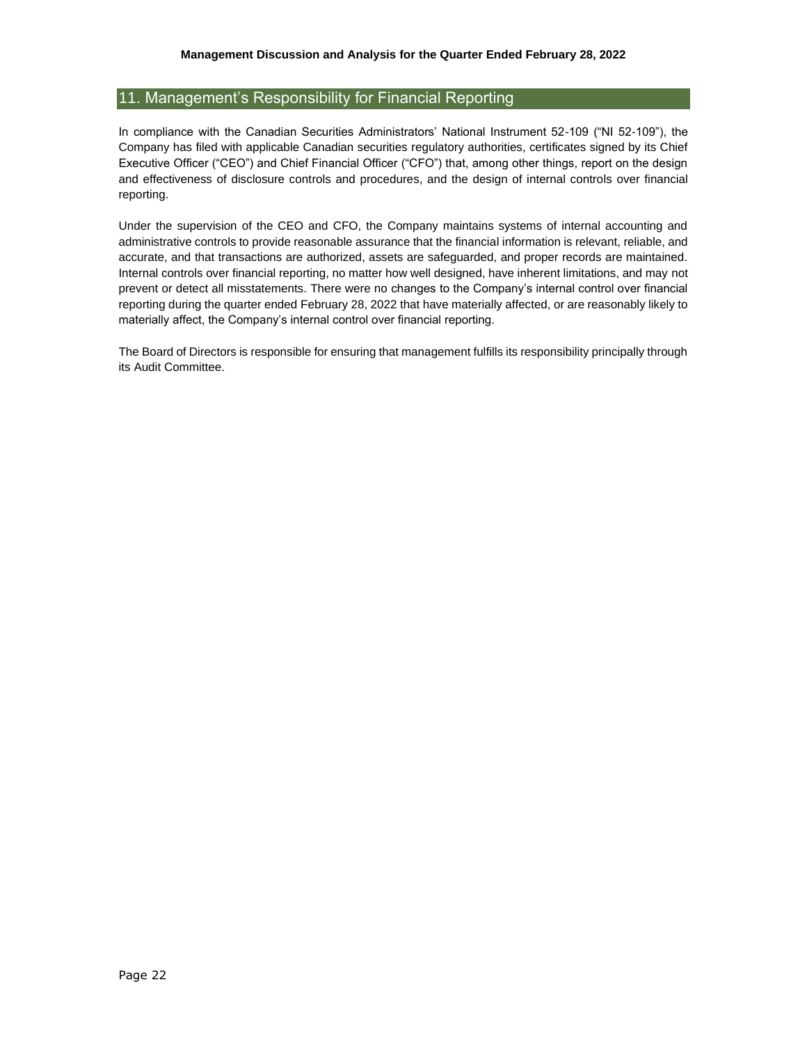## 11. Management's Responsibility for Financial Reporting

In compliance with the Canadian Securities Administrators' National Instrument 52-109 ("NI 52-109"), the Company has filed with applicable Canadian securities regulatory authorities, certificates signed by its Chief Executive Officer ("CEO") and Chief Financial Officer ("CFO") that, among other things, report on the design and effectiveness of disclosure controls and procedures, and the design of internal controls over financial reporting.

Under the supervision of the CEO and CFO, the Company maintains systems of internal accounting and administrative controls to provide reasonable assurance that the financial information is relevant, reliable, and accurate, and that transactions are authorized, assets are safeguarded, and proper records are maintained. Internal controls over financial reporting, no matter how well designed, have inherent limitations, and may not prevent or detect all misstatements. There were no changes to the Company's internal control over financial reporting during the quarter ended February 28, 2022 that have materially affected, or are reasonably likely to materially affect, the Company's internal control over financial reporting.

The Board of Directors is responsible for ensuring that management fulfills its responsibility principally through its Audit Committee.